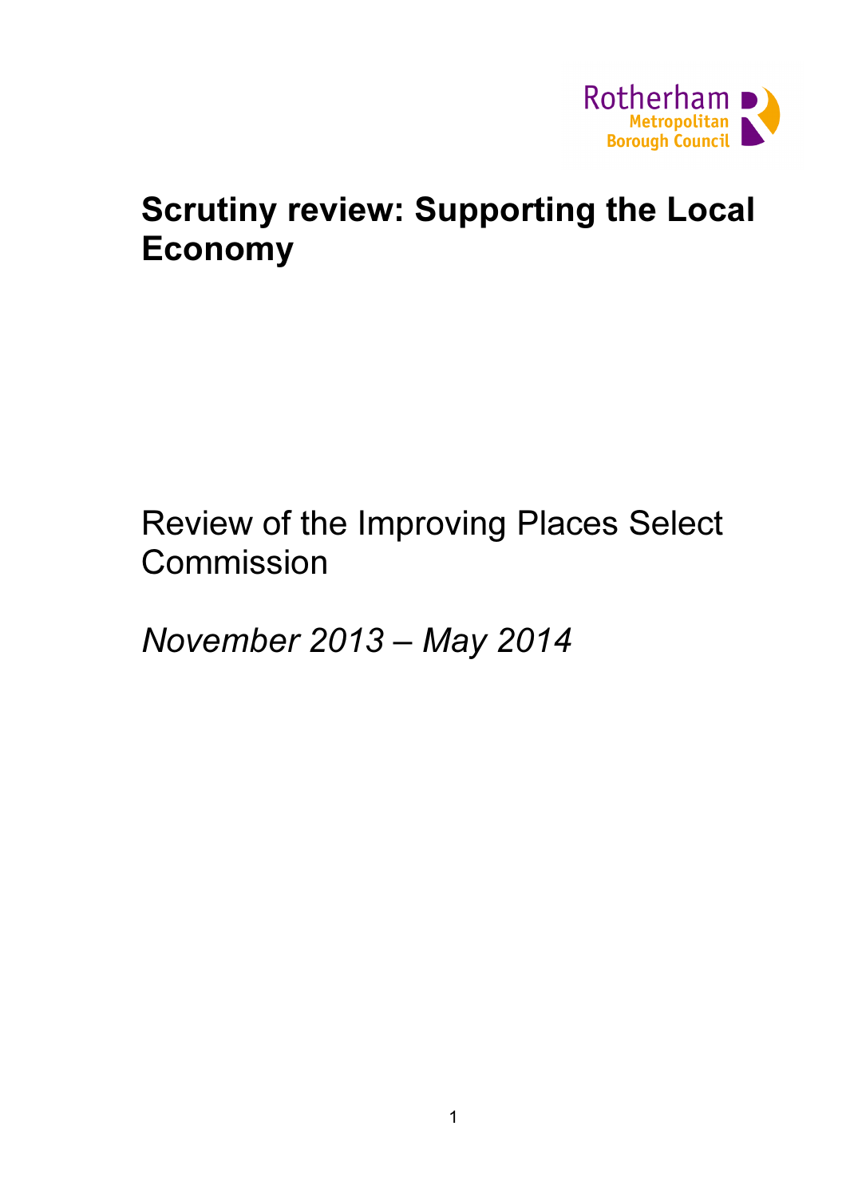Rotherham Metropolitan Borough Council

# Scrutiny review: Supporting the Local Economy

Review of the Improving Places Select Commission

*November 2013 – May 2014*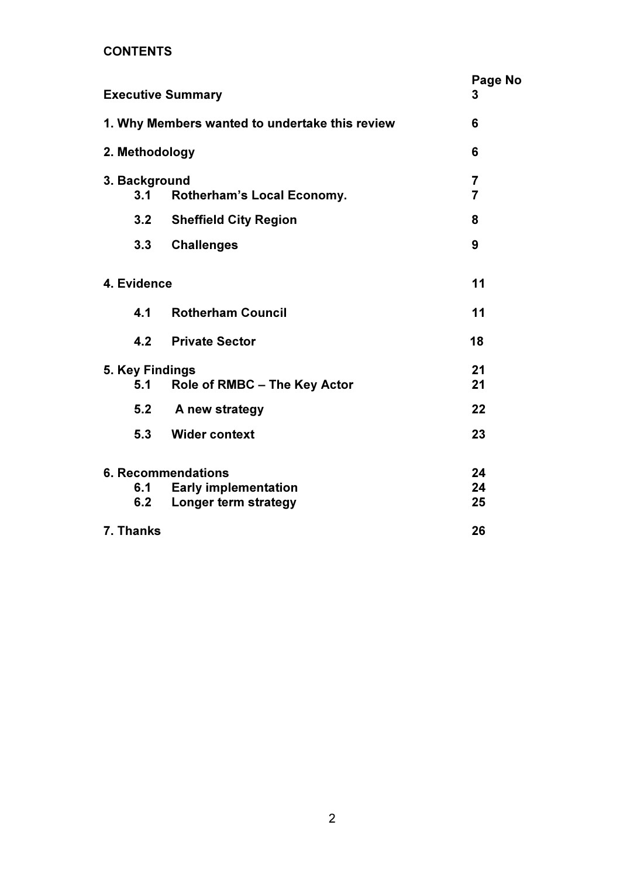**CONTENTS**

| | | Page No |
|---|---|---|
| **Executive Summary** | | **3** |
| **1. Why Members wanted to undertake this review** | | **6** |
| **2. Methodology** | | **6** |
| **3. Background** | | **7** |
| **3.1** | **Rotherham's Local Economy.** | **7** |
| **3.2** | **Sheffield City Region** | **8** |
| **3.3** | **Challenges** | **9** |
| **4. Evidence** | | **11** |
| **4.1** | **Rotherham Council** | **11** |
| **4.2** | **Private Sector** | **18** |
| **5. Key Findings** | | **21** |
| **5.1** | **Role of RMBC – The Key Actor** | **21** |
| **5.2** | **A new strategy** | **22** |
| **5.3** | **Wider context** | **23** |
| **6. Recommendations** | | **24** |
| **6.1** | **Early implementation** | **24** |
| **6.2** | **Longer term strategy** | **25** |
| **7. Thanks** | | **26** |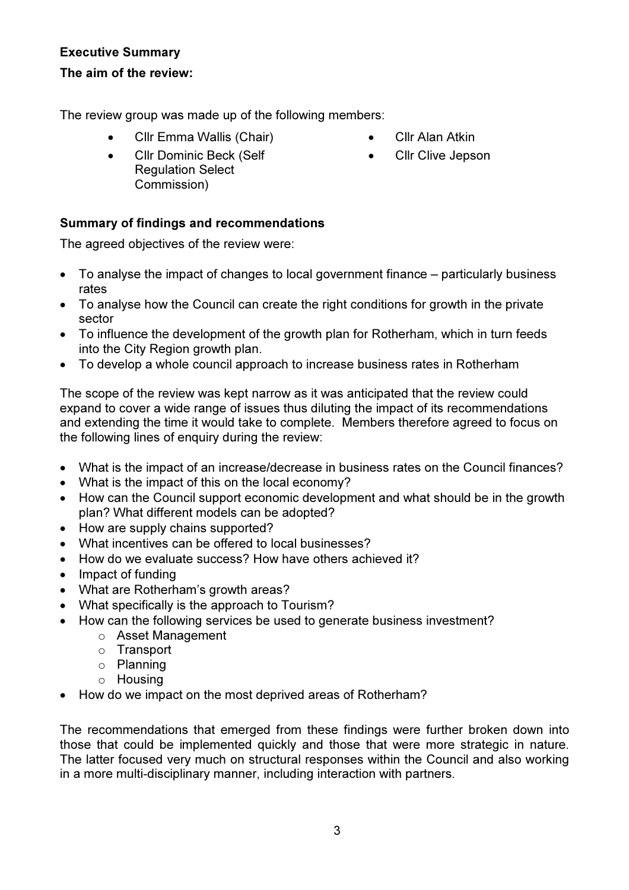**Executive Summary**

**The aim of the review:**

The review group was made up of the following members:

- Cllr Emma Wallis (Chair)
- Cllr Dominic Beck (Self Regulation Select Commission)
- Cllr Alan Atkin
- Cllr Clive Jepson

**Summary of findings and recommendations**

The agreed objectives of the review were:

- To analyse the impact of changes to local government finance – particularly business rates
- To analyse how the Council can create the right conditions for growth in the private sector
- To influence the development of the growth plan for Rotherham, which in turn feeds into the City Region growth plan.
- To develop a whole council approach to increase business rates in Rotherham

The scope of the review was kept narrow as it was anticipated that the review could expand to cover a wide range of issues thus diluting the impact of its recommendations and extending the time it would take to complete. Members therefore agreed to focus on the following lines of enquiry during the review:

- What is the impact of an increase/decrease in business rates on the Council finances?
- What is the impact of this on the local economy?
- How can the Council support economic development and what should be in the growth plan? What different models can be adopted?
- How are supply chains supported?
- What incentives can be offered to local businesses?
- How do we evaluate success? How have others achieved it?
- Impact of funding
- What are Rotherham's growth areas?
- What specifically is the approach to Tourism?
- How can the following services be used to generate business investment?
  - Asset Management
  - Transport
  - Planning
  - Housing
- How do we impact on the most deprived areas of Rotherham?

The recommendations that emerged from these findings were further broken down into those that could be implemented quickly and those that were more strategic in nature. The latter focused very much on structural responses within the Council and also working in a more multi-disciplinary manner, including interaction with partners.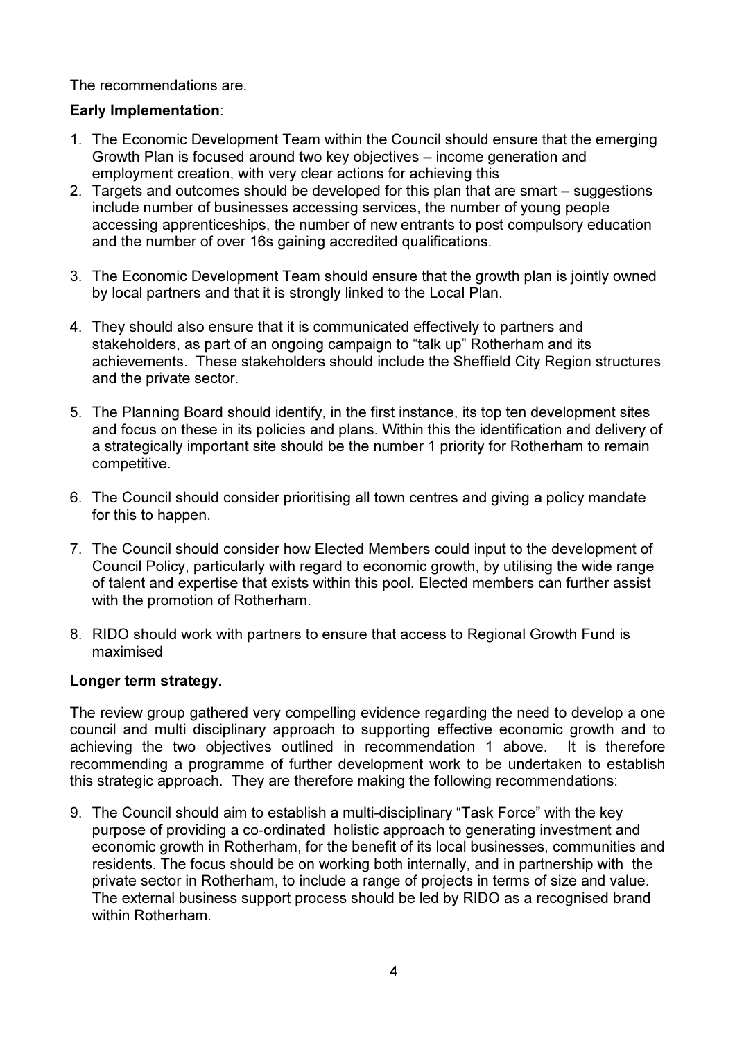The recommendations are.

**Early Implementation**:

1. The Economic Development Team within the Council should ensure that the emerging Growth Plan is focused around two key objectives – income generation and employment creation, with very clear actions for achieving this
2. Targets and outcomes should be developed for this plan that are smart – suggestions include number of businesses accessing services, the number of young people accessing apprenticeships, the number of new entrants to post compulsory education and the number of over 16s gaining accredited qualifications.
3. The Economic Development Team should ensure that the growth plan is jointly owned by local partners and that it is strongly linked to the Local Plan.
4. They should also ensure that it is communicated effectively to partners and stakeholders, as part of an ongoing campaign to "talk up" Rotherham and its achievements. These stakeholders should include the Sheffield City Region structures and the private sector.
5. The Planning Board should identify, in the first instance, its top ten development sites and focus on these in its policies and plans. Within this the identification and delivery of a strategically important site should be the number 1 priority for Rotherham to remain competitive.
6. The Council should consider prioritising all town centres and giving a policy mandate for this to happen.
7. The Council should consider how Elected Members could input to the development of Council Policy, particularly with regard to economic growth, by utilising the wide range of talent and expertise that exists within this pool. Elected members can further assist with the promotion of Rotherham.
8. RIDO should work with partners to ensure that access to Regional Growth Fund is maximised

**Longer term strategy.**

The review group gathered very compelling evidence regarding the need to develop a one council and multi disciplinary approach to supporting effective economic growth and to achieving the two objectives outlined in recommendation 1 above. It is therefore recommending a programme of further development work to be undertaken to establish this strategic approach. They are therefore making the following recommendations:

9. The Council should aim to establish a multi-disciplinary "Task Force" with the key purpose of providing a co-ordinated holistic approach to generating investment and economic growth in Rotherham, for the benefit of its local businesses, communities and residents. The focus should be on working both internally, and in partnership with the private sector in Rotherham, to include a range of projects in terms of size and value. The external business support process should be led by RIDO as a recognised brand within Rotherham.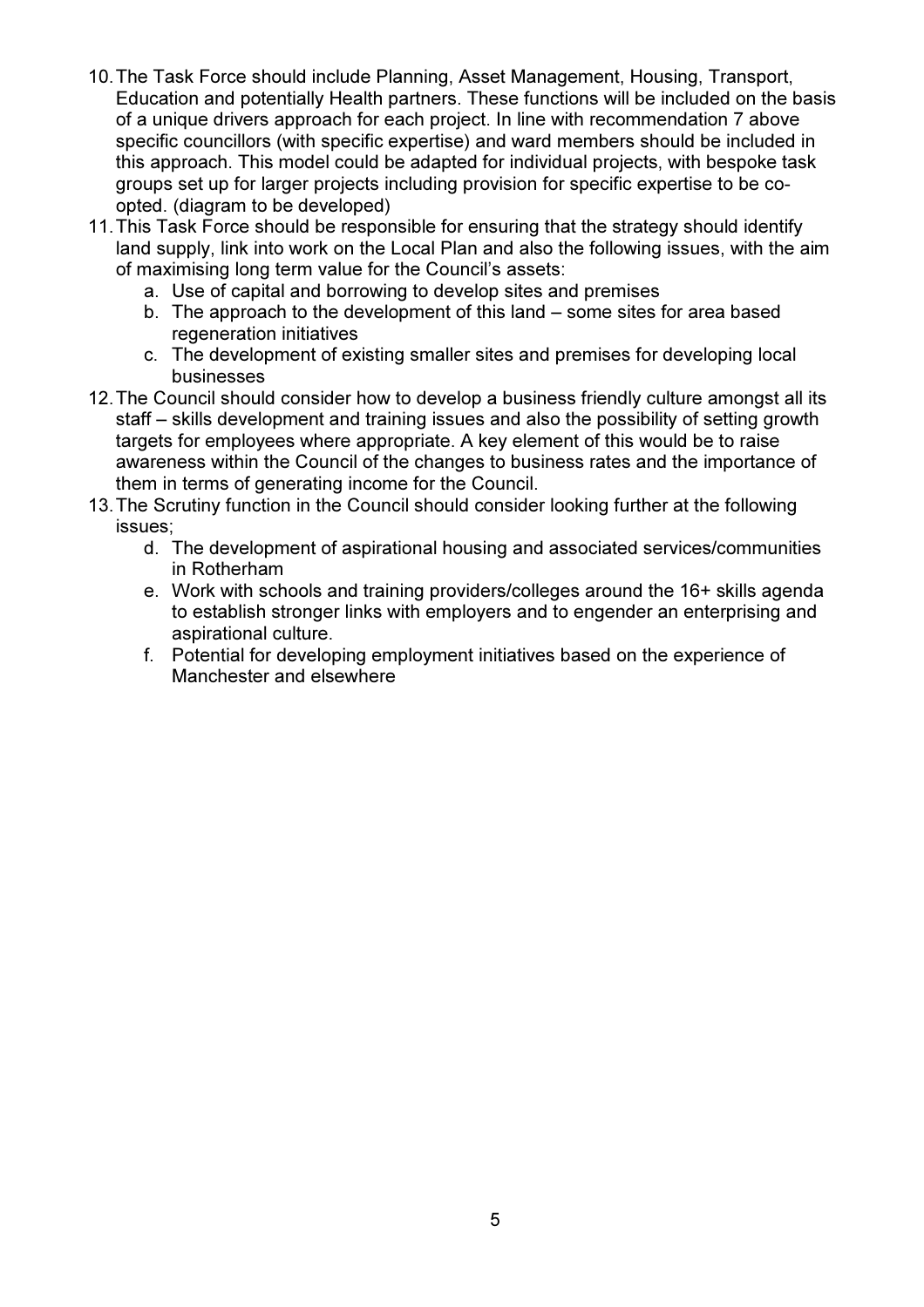10. The Task Force should include Planning, Asset Management, Housing, Transport, Education and potentially Health partners. These functions will be included on the basis of a unique drivers approach for each project. In line with recommendation 7 above specific councillors (with specific expertise) and ward members should be included in this approach. This model could be adapted for individual projects, with bespoke task groups set up for larger projects including provision for specific expertise to be co-opted. (diagram to be developed)
11. This Task Force should be responsible for ensuring that the strategy should identify land supply, link into work on the Local Plan and also the following issues, with the aim of maximising long term value for the Council's assets:
    a. Use of capital and borrowing to develop sites and premises
    b. The approach to the development of this land – some sites for area based regeneration initiatives
    c. The development of existing smaller sites and premises for developing local businesses
12. The Council should consider how to develop a business friendly culture amongst all its staff – skills development and training issues and also the possibility of setting growth targets for employees where appropriate. A key element of this would be to raise awareness within the Council of the changes to business rates and the importance of them in terms of generating income for the Council.
13. The Scrutiny function in the Council should consider looking further at the following issues;
    d. The development of aspirational housing and associated services/communities in Rotherham
    e. Work with schools and training providers/colleges around the 16+ skills agenda to establish stronger links with employers and to engender an enterprising and aspirational culture.
    f. Potential for developing employment initiatives based on the experience of Manchester and elsewhere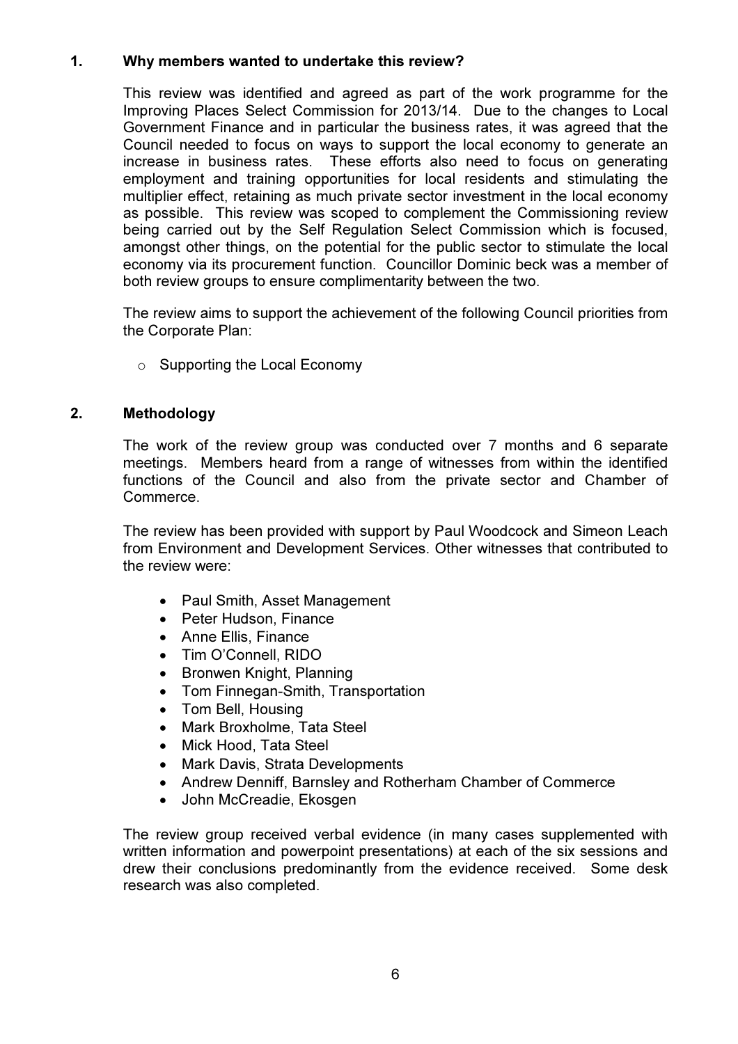## 1. Why members wanted to undertake this review?

This review was identified and agreed as part of the work programme for the Improving Places Select Commission for 2013/14. Due to the changes to Local Government Finance and in particular the business rates, it was agreed that the Council needed to focus on ways to support the local economy to generate an increase in business rates. These efforts also need to focus on generating employment and training opportunities for local residents and stimulating the multiplier effect, retaining as much private sector investment in the local economy as possible. This review was scoped to complement the Commissioning review being carried out by the Self Regulation Select Commission which is focused, amongst other things, on the potential for the public sector to stimulate the local economy via its procurement function. Councillor Dominic beck was a member of both review groups to ensure complimentarity between the two.

The review aims to support the achievement of the following Council priorities from the Corporate Plan:

- Supporting the Local Economy

## 2. Methodology

The work of the review group was conducted over 7 months and 6 separate meetings. Members heard from a range of witnesses from within the identified functions of the Council and also from the private sector and Chamber of Commerce.

The review has been provided with support by Paul Woodcock and Simeon Leach from Environment and Development Services. Other witnesses that contributed to the review were:

- Paul Smith, Asset Management
- Peter Hudson, Finance
- Anne Ellis, Finance
- Tim O'Connell, RIDO
- Bronwen Knight, Planning
- Tom Finnegan-Smith, Transportation
- Tom Bell, Housing
- Mark Broxholme, Tata Steel
- Mick Hood, Tata Steel
- Mark Davis, Strata Developments
- Andrew Denniff, Barnsley and Rotherham Chamber of Commerce
- John McCreadie, Ekosgen

The review group received verbal evidence (in many cases supplemented with written information and powerpoint presentations) at each of the six sessions and drew their conclusions predominantly from the evidence received. Some desk research was also completed.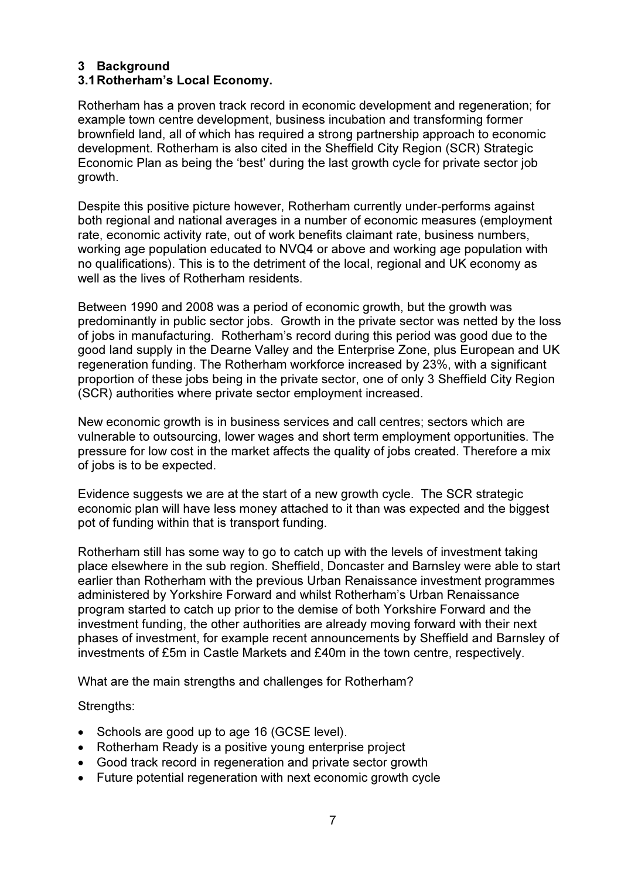## 3 Background

### 3.1 Rotherham's Local Economy.

Rotherham has a proven track record in economic development and regeneration; for example town centre development, business incubation and transforming former brownfield land, all of which has required a strong partnership approach to economic development. Rotherham is also cited in the Sheffield City Region (SCR) Strategic Economic Plan as being the 'best' during the last growth cycle for private sector job growth.

Despite this positive picture however, Rotherham currently under-performs against both regional and national averages in a number of economic measures (employment rate, economic activity rate, out of work benefits claimant rate, business numbers, working age population educated to NVQ4 or above and working age population with no qualifications). This is to the detriment of the local, regional and UK economy as well as the lives of Rotherham residents.

Between 1990 and 2008 was a period of economic growth, but the growth was predominantly in public sector jobs. Growth in the private sector was netted by the loss of jobs in manufacturing. Rotherham's record during this period was good due to the good land supply in the Dearne Valley and the Enterprise Zone, plus European and UK regeneration funding. The Rotherham workforce increased by 23%, with a significant proportion of these jobs being in the private sector, one of only 3 Sheffield City Region (SCR) authorities where private sector employment increased.

New economic growth is in business services and call centres; sectors which are vulnerable to outsourcing, lower wages and short term employment opportunities. The pressure for low cost in the market affects the quality of jobs created. Therefore a mix of jobs is to be expected.

Evidence suggests we are at the start of a new growth cycle. The SCR strategic economic plan will have less money attached to it than was expected and the biggest pot of funding within that is transport funding.

Rotherham still has some way to go to catch up with the levels of investment taking place elsewhere in the sub region. Sheffield, Doncaster and Barnsley were able to start earlier than Rotherham with the previous Urban Renaissance investment programmes administered by Yorkshire Forward and whilst Rotherham's Urban Renaissance program started to catch up prior to the demise of both Yorkshire Forward and the investment funding, the other authorities are already moving forward with their next phases of investment, for example recent announcements by Sheffield and Barnsley of investments of £5m in Castle Markets and £40m in the town centre, respectively.

What are the main strengths and challenges for Rotherham?

Strengths:

- Schools are good up to age 16 (GCSE level).
- Rotherham Ready is a positive young enterprise project
- Good track record in regeneration and private sector growth
- Future potential regeneration with next economic growth cycle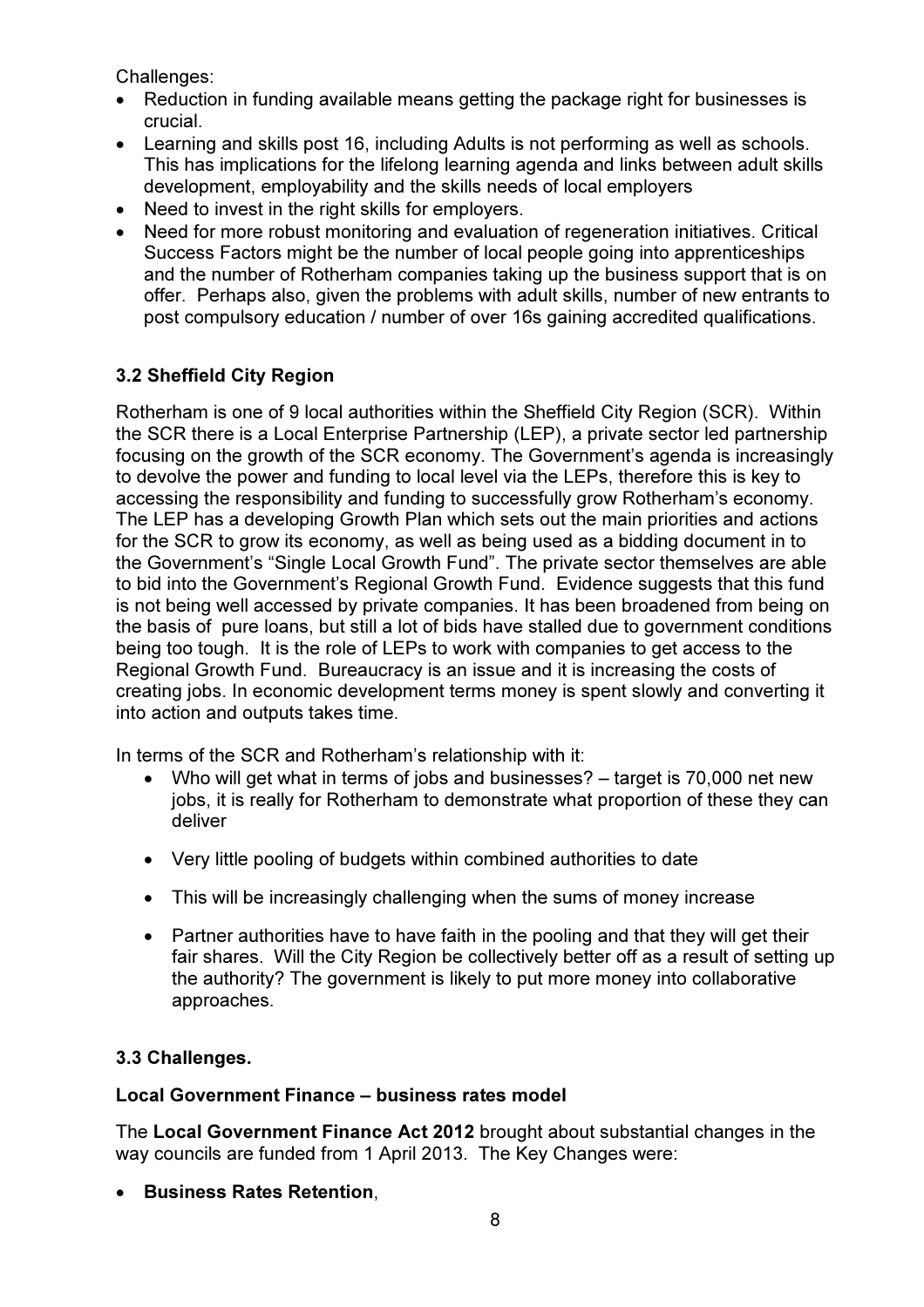Challenges:

- Reduction in funding available means getting the package right for businesses is crucial.
- Learning and skills post 16, including Adults is not performing as well as schools. This has implications for the lifelong learning agenda and links between adult skills development, employability and the skills needs of local employers
- Need to invest in the right skills for employers.
- Need for more robust monitoring and evaluation of regeneration initiatives. Critical Success Factors might be the number of local people going into apprenticeships and the number of Rotherham companies taking up the business support that is on offer. Perhaps also, given the problems with adult skills, number of new entrants to post compulsory education / number of over 16s gaining accredited qualifications.

### 3.2 Sheffield City Region

Rotherham is one of 9 local authorities within the Sheffield City Region (SCR). Within the SCR there is a Local Enterprise Partnership (LEP), a private sector led partnership focusing on the growth of the SCR economy. The Government's agenda is increasingly to devolve the power and funding to local level via the LEPs, therefore this is key to accessing the responsibility and funding to successfully grow Rotherham's economy. The LEP has a developing Growth Plan which sets out the main priorities and actions for the SCR to grow its economy, as well as being used as a bidding document in to the Government's "Single Local Growth Fund". The private sector themselves are able to bid into the Government's Regional Growth Fund. Evidence suggests that this fund is not being well accessed by private companies. It has been broadened from being on the basis of pure loans, but still a lot of bids have stalled due to government conditions being too tough. It is the role of LEPs to work with companies to get access to the Regional Growth Fund. Bureaucracy is an issue and it is increasing the costs of creating jobs. In economic development terms money is spent slowly and converting it into action and outputs takes time.

In terms of the SCR and Rotherham's relationship with it:

- Who will get what in terms of jobs and businesses? – target is 70,000 net new jobs, it is really for Rotherham to demonstrate what proportion of these they can deliver
- Very little pooling of budgets within combined authorities to date
- This will be increasingly challenging when the sums of money increase
- Partner authorities have to have faith in the pooling and that they will get their fair shares. Will the City Region be collectively better off as a result of setting up the authority? The government is likely to put more money into collaborative approaches.

### 3.3 Challenges.

**Local Government Finance – business rates model**

The **Local Government Finance Act 2012** brought about substantial changes in the way councils are funded from 1 April 2013. The Key Changes were:

- **Business Rates Retention**,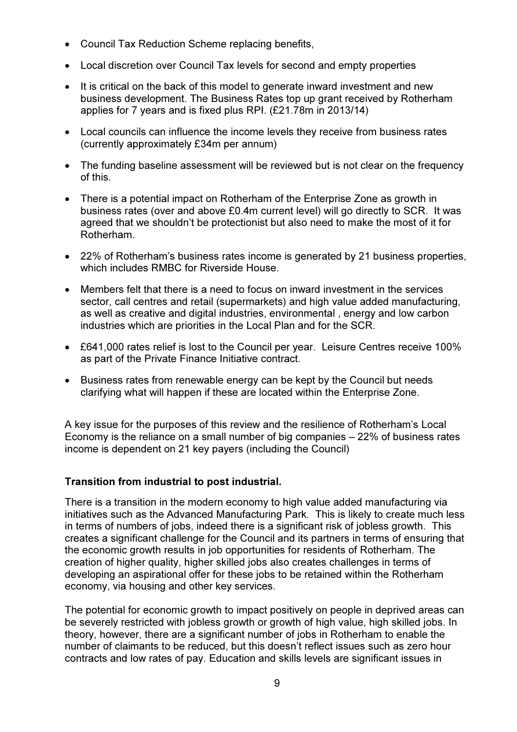- Council Tax Reduction Scheme replacing benefits,
- Local discretion over Council Tax levels for second and empty properties
- It is critical on the back of this model to generate inward investment and new business development. The Business Rates top up grant received by Rotherham applies for 7 years and is fixed plus RPI. (£21.78m in 2013/14)
- Local councils can influence the income levels they receive from business rates (currently approximately £34m per annum)
- The funding baseline assessment will be reviewed but is not clear on the frequency of this.
- There is a potential impact on Rotherham of the Enterprise Zone as growth in business rates (over and above £0.4m current level) will go directly to SCR. It was agreed that we shouldn't be protectionist but also need to make the most of it for Rotherham.
- 22% of Rotherham's business rates income is generated by 21 business properties, which includes RMBC for Riverside House.
- Members felt that there is a need to focus on inward investment in the services sector, call centres and retail (supermarkets) and high value added manufacturing, as well as creative and digital industries, environmental , energy and low carbon industries which are priorities in the Local Plan and for the SCR.
- £641,000 rates relief is lost to the Council per year. Leisure Centres receive 100% as part of the Private Finance Initiative contract.
- Business rates from renewable energy can be kept by the Council but needs clarifying what will happen if these are located within the Enterprise Zone.

A key issue for the purposes of this review and the resilience of Rotherham's Local Economy is the reliance on a small number of big companies – 22% of business rates income is dependent on 21 key payers (including the Council)

**Transition from industrial to post industrial.**

There is a transition in the modern economy to high value added manufacturing via initiatives such as the Advanced Manufacturing Park. This is likely to create much less in terms of numbers of jobs, indeed there is a significant risk of jobless growth. This creates a significant challenge for the Council and its partners in terms of ensuring that the economic growth results in job opportunities for residents of Rotherham. The creation of higher quality, higher skilled jobs also creates challenges in terms of developing an aspirational offer for these jobs to be retained within the Rotherham economy, via housing and other key services.

The potential for economic growth to impact positively on people in deprived areas can be severely restricted with jobless growth or growth of high value, high skilled jobs. In theory, however, there are a significant number of jobs in Rotherham to enable the number of claimants to be reduced, but this doesn't reflect issues such as zero hour contracts and low rates of pay. Education and skills levels are significant issues in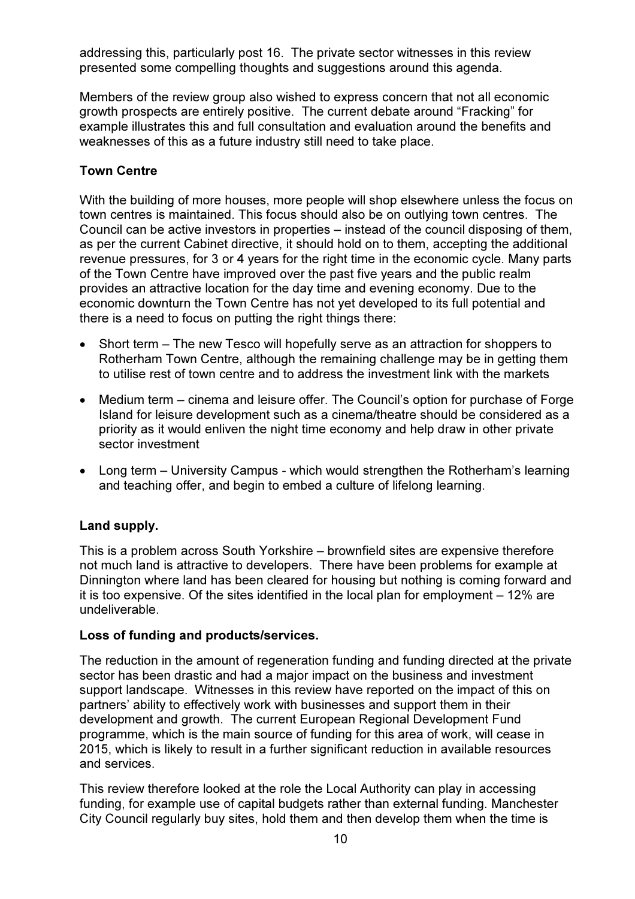addressing this, particularly post 16. The private sector witnesses in this review presented some compelling thoughts and suggestions around this agenda.

Members of the review group also wished to express concern that not all economic growth prospects are entirely positive. The current debate around "Fracking" for example illustrates this and full consultation and evaluation around the benefits and weaknesses of this as a future industry still need to take place.

**Town Centre**

With the building of more houses, more people will shop elsewhere unless the focus on town centres is maintained. This focus should also be on outlying town centres. The Council can be active investors in properties – instead of the council disposing of them, as per the current Cabinet directive, it should hold on to them, accepting the additional revenue pressures, for 3 or 4 years for the right time in the economic cycle. Many parts of the Town Centre have improved over the past five years and the public realm provides an attractive location for the day time and evening economy. Due to the economic downturn the Town Centre has not yet developed to its full potential and there is a need to focus on putting the right things there:

- Short term – The new Tesco will hopefully serve as an attraction for shoppers to Rotherham Town Centre, although the remaining challenge may be in getting them to utilise rest of town centre and to address the investment link with the markets
- Medium term – cinema and leisure offer. The Council's option for purchase of Forge Island for leisure development such as a cinema/theatre should be considered as a priority as it would enliven the night time economy and help draw in other private sector investment
- Long term – University Campus - which would strengthen the Rotherham's learning and teaching offer, and begin to embed a culture of lifelong learning.

**Land supply.**

This is a problem across South Yorkshire – brownfield sites are expensive therefore not much land is attractive to developers. There have been problems for example at Dinnington where land has been cleared for housing but nothing is coming forward and it is too expensive. Of the sites identified in the local plan for employment – 12% are undeliverable.

**Loss of funding and products/services.**

The reduction in the amount of regeneration funding and funding directed at the private sector has been drastic and had a major impact on the business and investment support landscape. Witnesses in this review have reported on the impact of this on partners' ability to effectively work with businesses and support them in their development and growth. The current European Regional Development Fund programme, which is the main source of funding for this area of work, will cease in 2015, which is likely to result in a further significant reduction in available resources and services.

This review therefore looked at the role the Local Authority can play in accessing funding, for example use of capital budgets rather than external funding. Manchester City Council regularly buy sites, hold them and then develop them when the time is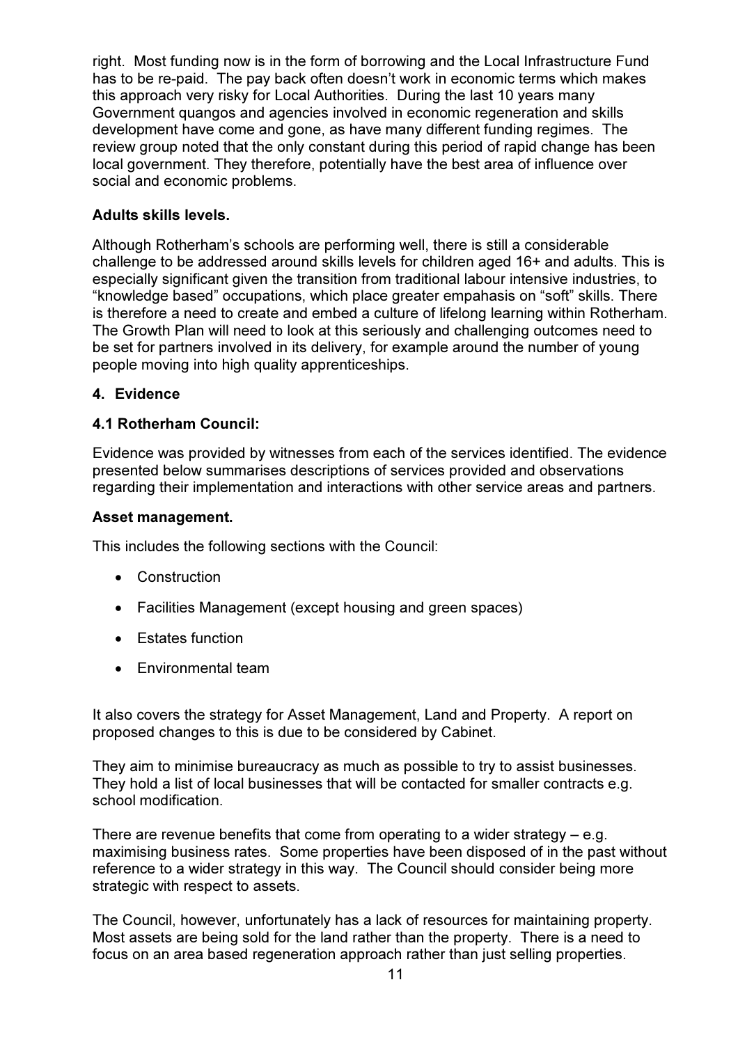right. Most funding now is in the form of borrowing and the Local Infrastructure Fund has to be re-paid. The pay back often doesn't work in economic terms which makes this approach very risky for Local Authorities. During the last 10 years many Government quangos and agencies involved in economic regeneration and skills development have come and gone, as have many different funding regimes. The review group noted that the only constant during this period of rapid change has been local government. They therefore, potentially have the best area of influence over social and economic problems.

**Adults skills levels.**

Although Rotherham's schools are performing well, there is still a considerable challenge to be addressed around skills levels for children aged 16+ and adults. This is especially significant given the transition from traditional labour intensive industries, to "knowledge based" occupations, which place greater empahasis on "soft" skills. There is therefore a need to create and embed a culture of lifelong learning within Rotherham. The Growth Plan will need to look at this seriously and challenging outcomes need to be set for partners involved in its delivery, for example around the number of young people moving into high quality apprenticeships.

## 4. Evidence

### 4.1 Rotherham Council:

Evidence was provided by witnesses from each of the services identified. The evidence presented below summarises descriptions of services provided and observations regarding their implementation and interactions with other service areas and partners.

**Asset management.**

This includes the following sections with the Council:

- Construction
- Facilities Management (except housing and green spaces)
- Estates function
- Environmental team

It also covers the strategy for Asset Management, Land and Property. A report on proposed changes to this is due to be considered by Cabinet.

They aim to minimise bureaucracy as much as possible to try to assist businesses. They hold a list of local businesses that will be contacted for smaller contracts e.g. school modification.

There are revenue benefits that come from operating to a wider strategy – e.g. maximising business rates. Some properties have been disposed of in the past without reference to a wider strategy in this way. The Council should consider being more strategic with respect to assets.

The Council, however, unfortunately has a lack of resources for maintaining property. Most assets are being sold for the land rather than the property. There is a need to focus on an area based regeneration approach rather than just selling properties.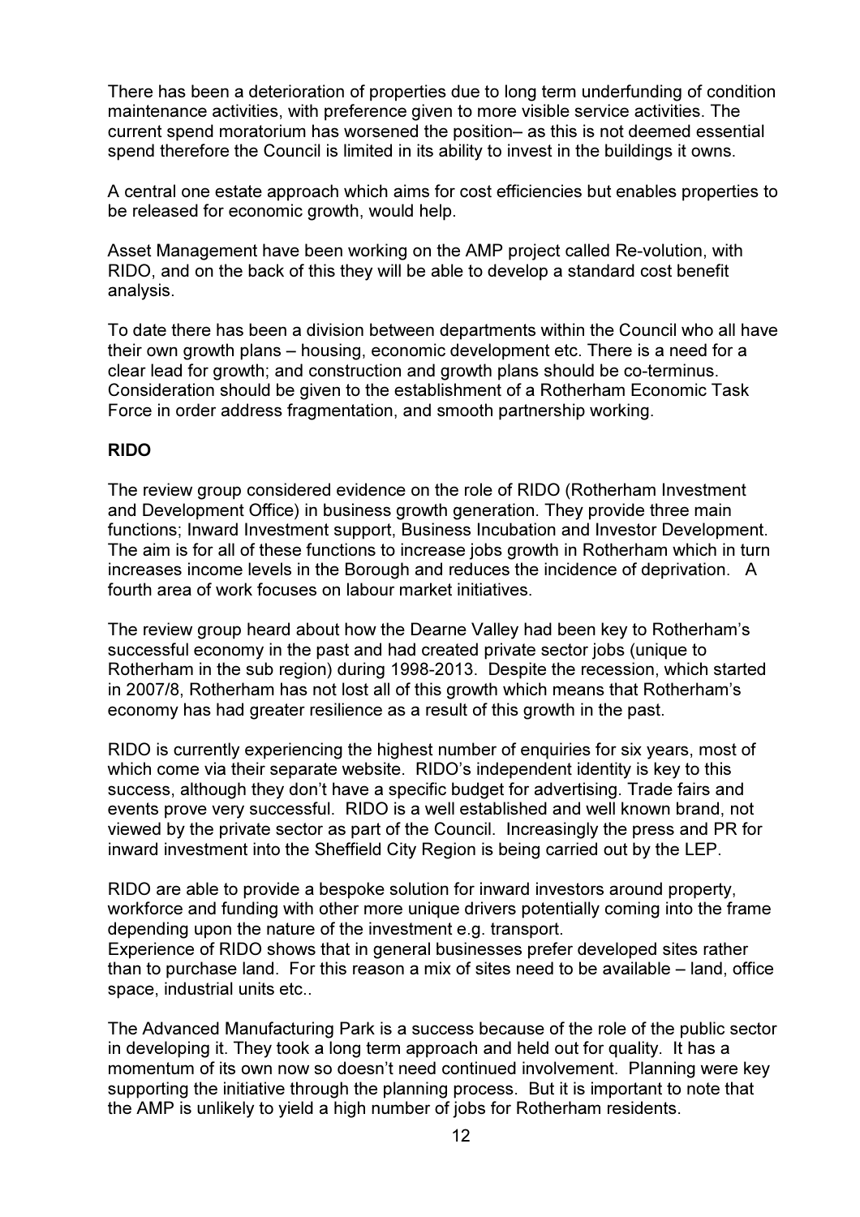There has been a deterioration of properties due to long term underfunding of condition maintenance activities, with preference given to more visible service activities. The current spend moratorium has worsened the position– as this is not deemed essential spend therefore the Council is limited in its ability to invest in the buildings it owns.

A central one estate approach which aims for cost efficiencies but enables properties to be released for economic growth, would help.

Asset Management have been working on the AMP project called Re-volution, with RIDO, and on the back of this they will be able to develop a standard cost benefit analysis.

To date there has been a division between departments within the Council who all have their own growth plans – housing, economic development etc. There is a need for a clear lead for growth; and construction and growth plans should be co-terminus. Consideration should be given to the establishment of a Rotherham Economic Task Force in order address fragmentation, and smooth partnership working.

**RIDO**

The review group considered evidence on the role of RIDO (Rotherham Investment and Development Office) in business growth generation. They provide three main functions; Inward Investment support, Business Incubation and Investor Development. The aim is for all of these functions to increase jobs growth in Rotherham which in turn increases income levels in the Borough and reduces the incidence of deprivation. A fourth area of work focuses on labour market initiatives.

The review group heard about how the Dearne Valley had been key to Rotherham's successful economy in the past and had created private sector jobs (unique to Rotherham in the sub region) during 1998-2013. Despite the recession, which started in 2007/8, Rotherham has not lost all of this growth which means that Rotherham's economy has had greater resilience as a result of this growth in the past.

RIDO is currently experiencing the highest number of enquiries for six years, most of which come via their separate website. RIDO's independent identity is key to this success, although they don't have a specific budget for advertising. Trade fairs and events prove very successful. RIDO is a well established and well known brand, not viewed by the private sector as part of the Council. Increasingly the press and PR for inward investment into the Sheffield City Region is being carried out by the LEP.

RIDO are able to provide a bespoke solution for inward investors around property, workforce and funding with other more unique drivers potentially coming into the frame depending upon the nature of the investment e.g. transport.
Experience of RIDO shows that in general businesses prefer developed sites rather than to purchase land. For this reason a mix of sites need to be available – land, office space, industrial units etc..

The Advanced Manufacturing Park is a success because of the role of the public sector in developing it. They took a long term approach and held out for quality. It has a momentum of its own now so doesn't need continued involvement. Planning were key supporting the initiative through the planning process. But it is important to note that the AMP is unlikely to yield a high number of jobs for Rotherham residents.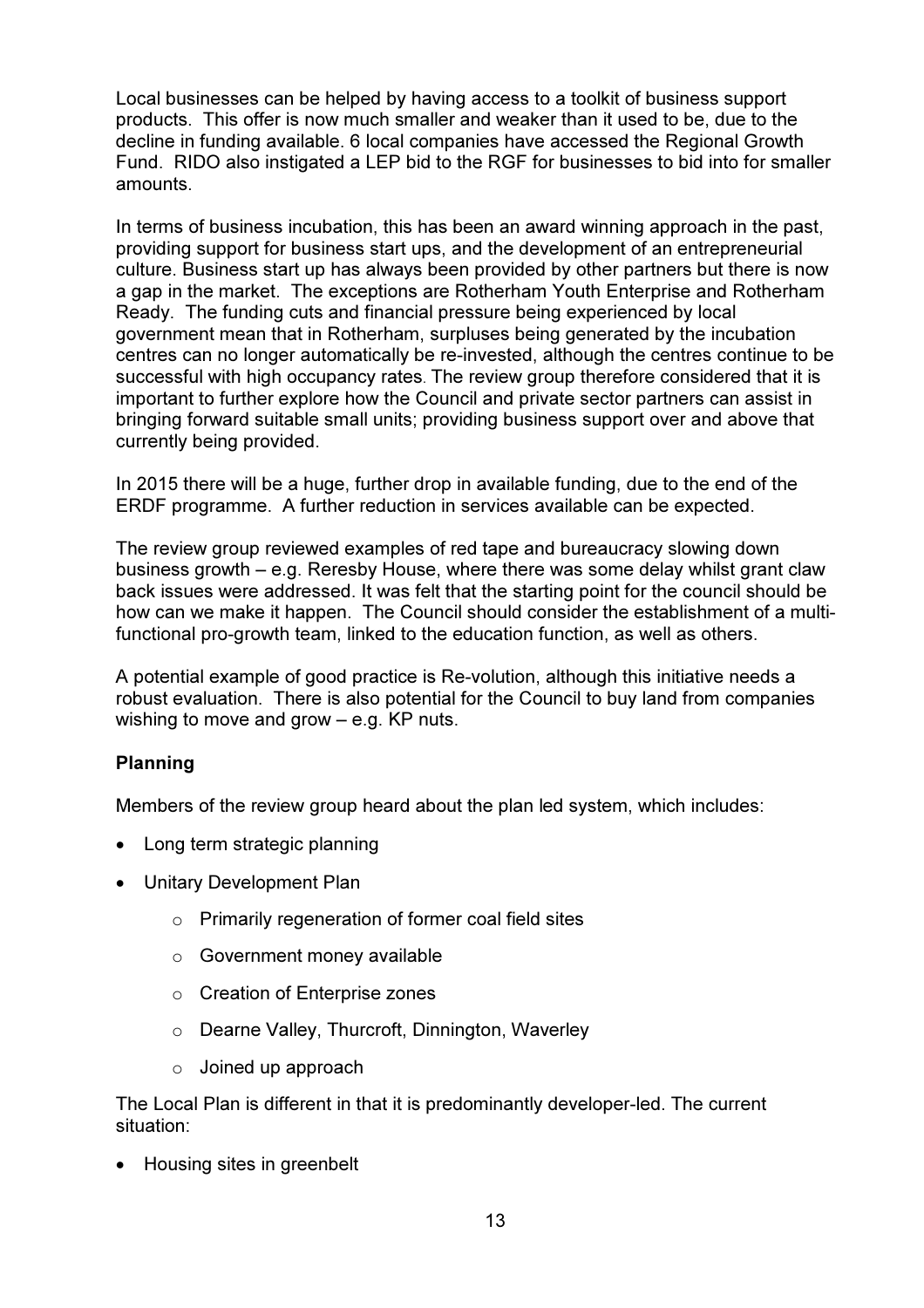Local businesses can be helped by having access to a toolkit of business support products. This offer is now much smaller and weaker than it used to be, due to the decline in funding available. 6 local companies have accessed the Regional Growth Fund. RIDO also instigated a LEP bid to the RGF for businesses to bid into for smaller amounts.

In terms of business incubation, this has been an award winning approach in the past, providing support for business start ups, and the development of an entrepreneurial culture. Business start up has always been provided by other partners but there is now a gap in the market. The exceptions are Rotherham Youth Enterprise and Rotherham Ready. The funding cuts and financial pressure being experienced by local government mean that in Rotherham, surpluses being generated by the incubation centres can no longer automatically be re-invested, although the centres continue to be successful with high occupancy rates. The review group therefore considered that it is important to further explore how the Council and private sector partners can assist in bringing forward suitable small units; providing business support over and above that currently being provided.

In 2015 there will be a huge, further drop in available funding, due to the end of the ERDF programme. A further reduction in services available can be expected.

The review group reviewed examples of red tape and bureaucracy slowing down business growth – e.g. Reresby House, where there was some delay whilst grant claw back issues were addressed. It was felt that the starting point for the council should be how can we make it happen. The Council should consider the establishment of a multi-functional pro-growth team, linked to the education function, as well as others.

A potential example of good practice is Re-volution, although this initiative needs a robust evaluation. There is also potential for the Council to buy land from companies wishing to move and grow – e.g. KP nuts.

**Planning**

Members of the review group heard about the plan led system, which includes:

- Long term strategic planning
- Unitary Development Plan
    - Primarily regeneration of former coal field sites
    - Government money available
    - Creation of Enterprise zones
    - Dearne Valley, Thurcroft, Dinnington, Waverley
    - Joined up approach

The Local Plan is different in that it is predominantly developer-led. The current situation:

- Housing sites in greenbelt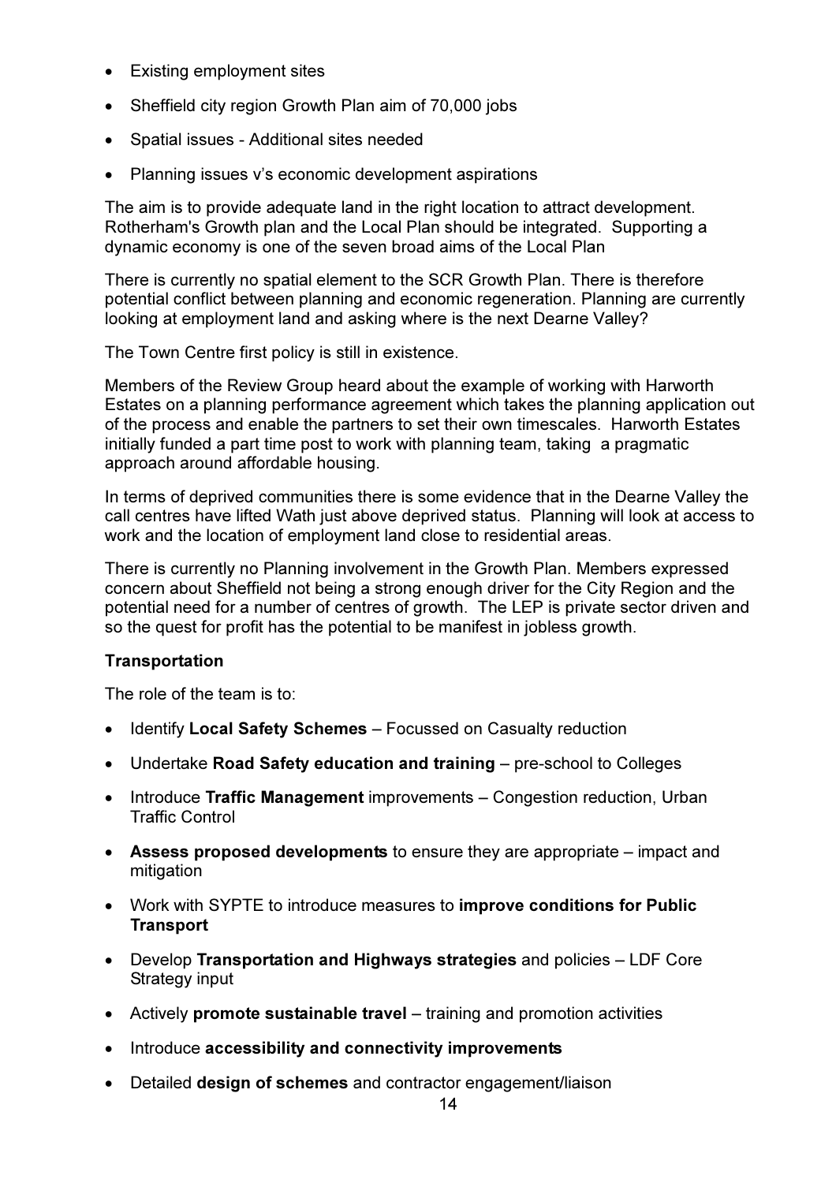- Existing employment sites
- Sheffield city region Growth Plan aim of 70,000 jobs
- Spatial issues - Additional sites needed
- Planning issues v's economic development aspirations

The aim is to provide adequate land in the right location to attract development. Rotherham's Growth plan and the Local Plan should be integrated. Supporting a dynamic economy is one of the seven broad aims of the Local Plan

There is currently no spatial element to the SCR Growth Plan. There is therefore potential conflict between planning and economic regeneration. Planning are currently looking at employment land and asking where is the next Dearne Valley?

The Town Centre first policy is still in existence.

Members of the Review Group heard about the example of working with Harworth Estates on a planning performance agreement which takes the planning application out of the process and enable the partners to set their own timescales. Harworth Estates initially funded a part time post to work with planning team, taking a pragmatic approach around affordable housing.

In terms of deprived communities there is some evidence that in the Dearne Valley the call centres have lifted Wath just above deprived status. Planning will look at access to work and the location of employment land close to residential areas.

There is currently no Planning involvement in the Growth Plan. Members expressed concern about Sheffield not being a strong enough driver for the City Region and the potential need for a number of centres of growth. The LEP is private sector driven and so the quest for profit has the potential to be manifest in jobless growth.

**Transportation**

The role of the team is to:

- Identify **Local Safety Schemes** – Focussed on Casualty reduction
- Undertake **Road Safety education and training** – pre-school to Colleges
- Introduce **Traffic Management** improvements – Congestion reduction, Urban Traffic Control
- **Assess proposed developments** to ensure they are appropriate – impact and mitigation
- Work with SYPTE to introduce measures to **improve conditions for Public Transport**
- Develop **Transportation and Highways strategies** and policies – LDF Core Strategy input
- Actively **promote sustainable travel** – training and promotion activities
- Introduce **accessibility and connectivity improvements**
- Detailed **design of schemes** and contractor engagement/liaison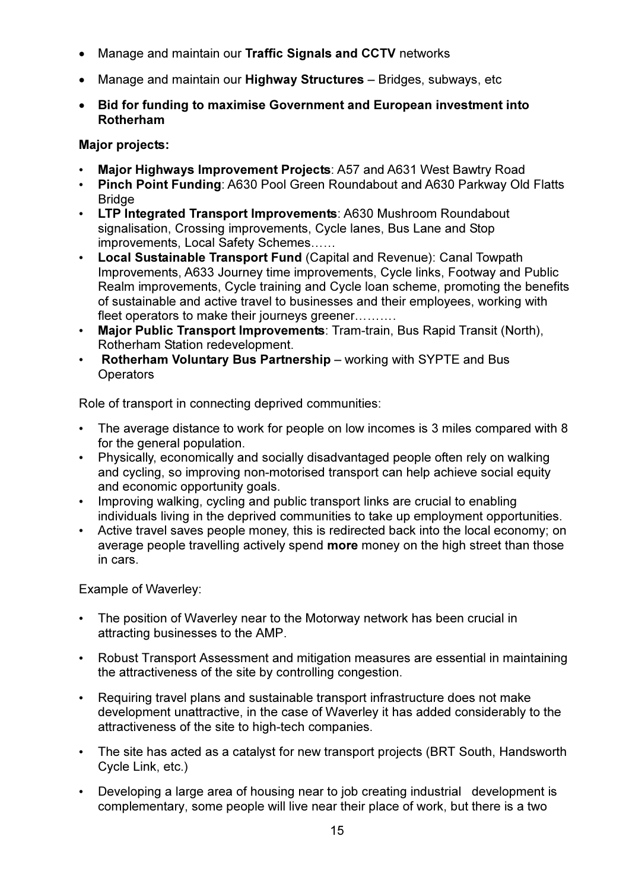- Manage and maintain our **Traffic Signals and CCTV** networks
- Manage and maintain our **Highway Structures** – Bridges, subways, etc
- **Bid for funding to maximise Government and European investment into Rotherham**

**Major projects:**

- **Major Highways Improvement Projects**: A57 and A631 West Bawtry Road
- **Pinch Point Funding**: A630 Pool Green Roundabout and A630 Parkway Old Flatts Bridge
- **LTP Integrated Transport Improvements**: A630 Mushroom Roundabout signalisation, Crossing improvements, Cycle lanes, Bus Lane and Stop improvements, Local Safety Schemes……
- **Local Sustainable Transport Fund** (Capital and Revenue): Canal Towpath Improvements, A633 Journey time improvements, Cycle links, Footway and Public Realm improvements, Cycle training and Cycle loan scheme, promoting the benefits of sustainable and active travel to businesses and their employees, working with fleet operators to make their journeys greener……….
- **Major Public Transport Improvements**: Tram-train, Bus Rapid Transit (North), Rotherham Station redevelopment.
- **Rotherham Voluntary Bus Partnership** – working with SYPTE and Bus Operators

Role of transport in connecting deprived communities:

- The average distance to work for people on low incomes is 3 miles compared with 8 for the general population.
- Physically, economically and socially disadvantaged people often rely on walking and cycling, so improving non-motorised transport can help achieve social equity and economic opportunity goals.
- Improving walking, cycling and public transport links are crucial to enabling individuals living in the deprived communities to take up employment opportunities.
- Active travel saves people money, this is redirected back into the local economy; on average people travelling actively spend **more** money on the high street than those in cars.

Example of Waverley:

- The position of Waverley near to the Motorway network has been crucial in attracting businesses to the AMP.
- Robust Transport Assessment and mitigation measures are essential in maintaining the attractiveness of the site by controlling congestion.
- Requiring travel plans and sustainable transport infrastructure does not make development unattractive, in the case of Waverley it has added considerably to the attractiveness of the site to high-tech companies.
- The site has acted as a catalyst for new transport projects (BRT South, Handsworth Cycle Link, etc.)
- Developing a large area of housing near to job creating industrial development is complementary, some people will live near their place of work, but there is a two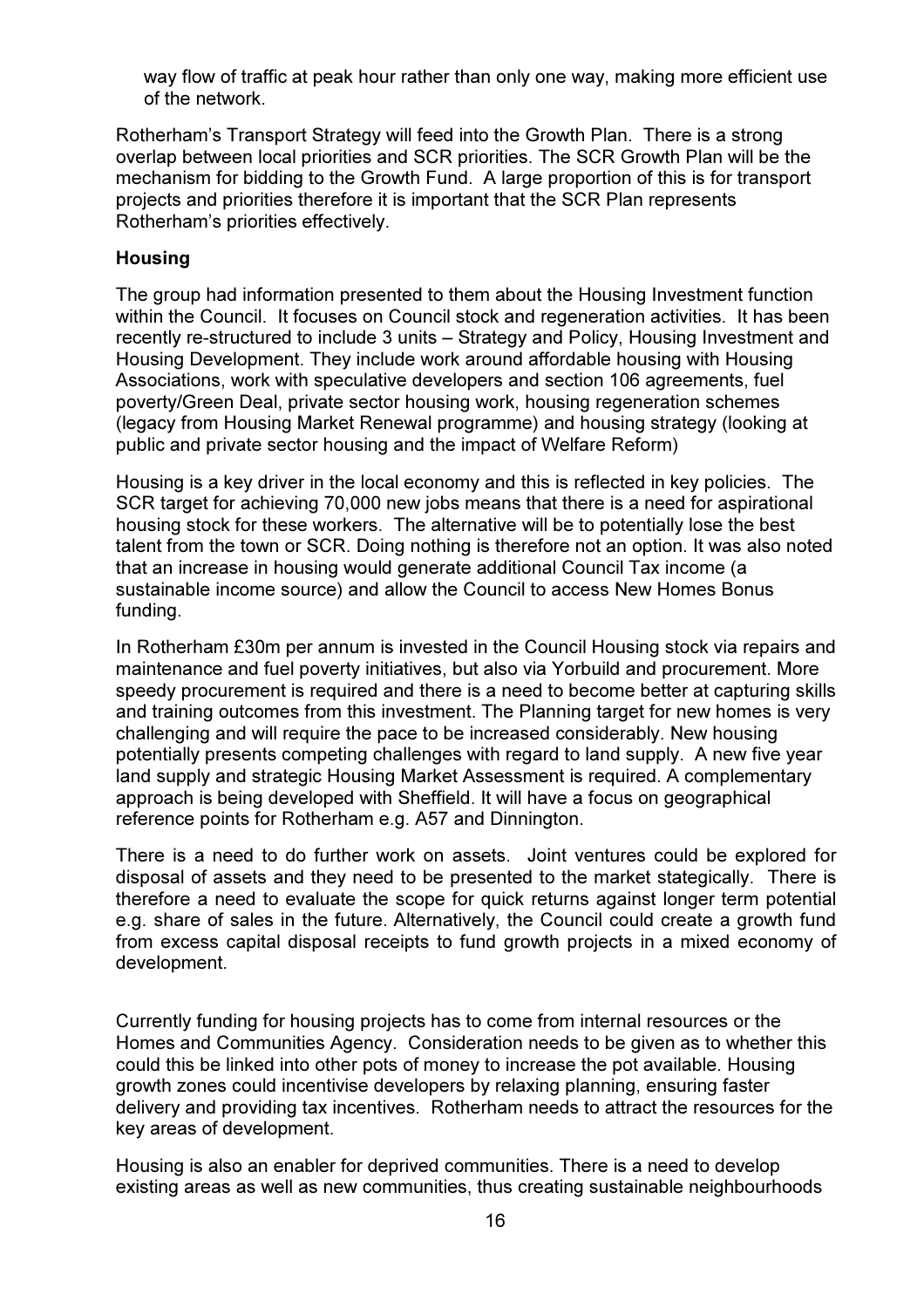way flow of traffic at peak hour rather than only one way, making more efficient use of the network.

Rotherham's Transport Strategy will feed into the Growth Plan. There is a strong overlap between local priorities and SCR priorities. The SCR Growth Plan will be the mechanism for bidding to the Growth Fund. A large proportion of this is for transport projects and priorities therefore it is important that the SCR Plan represents Rotherham's priorities effectively.

**Housing**

The group had information presented to them about the Housing Investment function within the Council. It focuses on Council stock and regeneration activities. It has been recently re-structured to include 3 units – Strategy and Policy, Housing Investment and Housing Development. They include work around affordable housing with Housing Associations, work with speculative developers and section 106 agreements, fuel poverty/Green Deal, private sector housing work, housing regeneration schemes (legacy from Housing Market Renewal programme) and housing strategy (looking at public and private sector housing and the impact of Welfare Reform)

Housing is a key driver in the local economy and this is reflected in key policies. The SCR target for achieving 70,000 new jobs means that there is a need for aspirational housing stock for these workers. The alternative will be to potentially lose the best talent from the town or SCR. Doing nothing is therefore not an option. It was also noted that an increase in housing would generate additional Council Tax income (a sustainable income source) and allow the Council to access New Homes Bonus funding.

In Rotherham £30m per annum is invested in the Council Housing stock via repairs and maintenance and fuel poverty initiatives, but also via Yorbuild and procurement. More speedy procurement is required and there is a need to become better at capturing skills and training outcomes from this investment. The Planning target for new homes is very challenging and will require the pace to be increased considerably. New housing potentially presents competing challenges with regard to land supply. A new five year land supply and strategic Housing Market Assessment is required. A complementary approach is being developed with Sheffield. It will have a focus on geographical reference points for Rotherham e.g. A57 and Dinnington.

There is a need to do further work on assets. Joint ventures could be explored for disposal of assets and they need to be presented to the market stategically. There is therefore a need to evaluate the scope for quick returns against longer term potential e.g. share of sales in the future. Alternatively, the Council could create a growth fund from excess capital disposal receipts to fund growth projects in a mixed economy of development.

Currently funding for housing projects has to come from internal resources or the Homes and Communities Agency. Consideration needs to be given as to whether this could this be linked into other pots of money to increase the pot available. Housing growth zones could incentivise developers by relaxing planning, ensuring faster delivery and providing tax incentives. Rotherham needs to attract the resources for the key areas of development.

Housing is also an enabler for deprived communities. There is a need to develop existing areas as well as new communities, thus creating sustainable neighbourhoods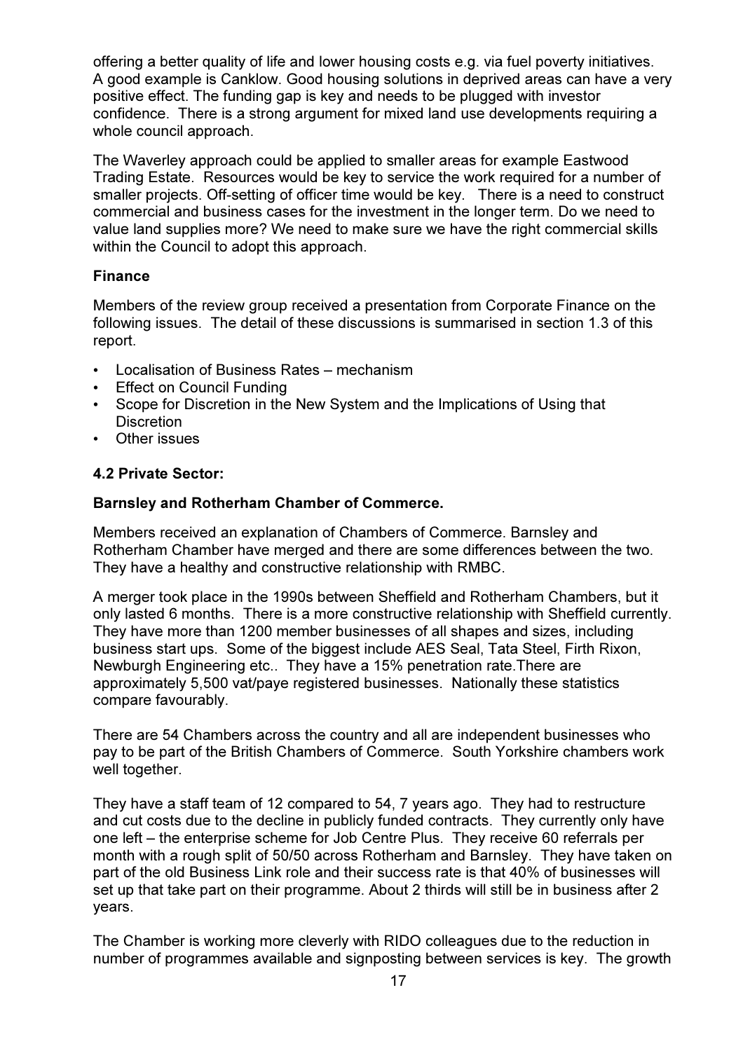offering a better quality of life and lower housing costs e.g. via fuel poverty initiatives. A good example is Canklow. Good housing solutions in deprived areas can have a very positive effect. The funding gap is key and needs to be plugged with investor confidence. There is a strong argument for mixed land use developments requiring a whole council approach.

The Waverley approach could be applied to smaller areas for example Eastwood Trading Estate. Resources would be key to service the work required for a number of smaller projects. Off-setting of officer time would be key. There is a need to construct commercial and business cases for the investment in the longer term. Do we need to value land supplies more? We need to make sure we have the right commercial skills within the Council to adopt this approach.

**Finance**

Members of the review group received a presentation from Corporate Finance on the following issues. The detail of these discussions is summarised in section 1.3 of this report.

- Localisation of Business Rates – mechanism
- Effect on Council Funding
- Scope for Discretion in the New System and the Implications of Using that Discretion
- Other issues

**4.2 Private Sector:**

**Barnsley and Rotherham Chamber of Commerce.**

Members received an explanation of Chambers of Commerce. Barnsley and Rotherham Chamber have merged and there are some differences between the two. They have a healthy and constructive relationship with RMBC.

A merger took place in the 1990s between Sheffield and Rotherham Chambers, but it only lasted 6 months. There is a more constructive relationship with Sheffield currently. They have more than 1200 member businesses of all shapes and sizes, including business start ups. Some of the biggest include AES Seal, Tata Steel, Firth Rixon, Newburgh Engineering etc.. They have a 15% penetration rate.There are approximately 5,500 vat/paye registered businesses. Nationally these statistics compare favourably.

There are 54 Chambers across the country and all are independent businesses who pay to be part of the British Chambers of Commerce. South Yorkshire chambers work well together.

They have a staff team of 12 compared to 54, 7 years ago. They had to restructure and cut costs due to the decline in publicly funded contracts. They currently only have one left – the enterprise scheme for Job Centre Plus. They receive 60 referrals per month with a rough split of 50/50 across Rotherham and Barnsley. They have taken on part of the old Business Link role and their success rate is that 40% of businesses will set up that take part on their programme. About 2 thirds will still be in business after 2 years.

The Chamber is working more cleverly with RIDO colleagues due to the reduction in number of programmes available and signposting between services is key. The growth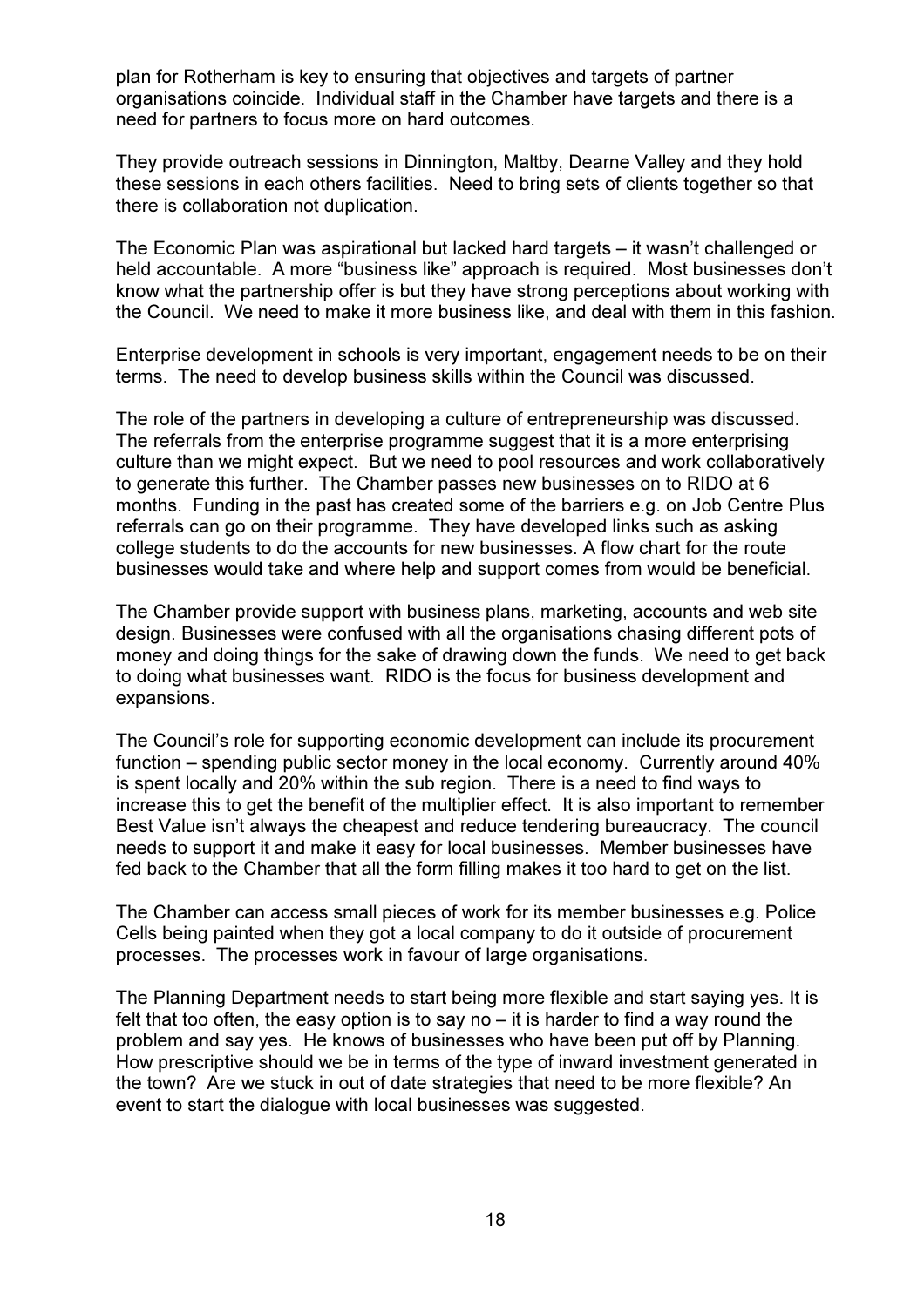plan for Rotherham is key to ensuring that objectives and targets of partner organisations coincide. Individual staff in the Chamber have targets and there is a need for partners to focus more on hard outcomes.

They provide outreach sessions in Dinnington, Maltby, Dearne Valley and they hold these sessions in each others facilities. Need to bring sets of clients together so that there is collaboration not duplication.

The Economic Plan was aspirational but lacked hard targets – it wasn't challenged or held accountable. A more "business like" approach is required. Most businesses don't know what the partnership offer is but they have strong perceptions about working with the Council. We need to make it more business like, and deal with them in this fashion.

Enterprise development in schools is very important, engagement needs to be on their terms. The need to develop business skills within the Council was discussed.

The role of the partners in developing a culture of entrepreneurship was discussed. The referrals from the enterprise programme suggest that it is a more enterprising culture than we might expect. But we need to pool resources and work collaboratively to generate this further. The Chamber passes new businesses on to RIDO at 6 months. Funding in the past has created some of the barriers e.g. on Job Centre Plus referrals can go on their programme. They have developed links such as asking college students to do the accounts for new businesses. A flow chart for the route businesses would take and where help and support comes from would be beneficial.

The Chamber provide support with business plans, marketing, accounts and web site design. Businesses were confused with all the organisations chasing different pots of money and doing things for the sake of drawing down the funds. We need to get back to doing what businesses want. RIDO is the focus for business development and expansions.

The Council's role for supporting economic development can include its procurement function – spending public sector money in the local economy. Currently around 40% is spent locally and 20% within the sub region. There is a need to find ways to increase this to get the benefit of the multiplier effect. It is also important to remember Best Value isn't always the cheapest and reduce tendering bureaucracy. The council needs to support it and make it easy for local businesses. Member businesses have fed back to the Chamber that all the form filling makes it too hard to get on the list.

The Chamber can access small pieces of work for its member businesses e.g. Police Cells being painted when they got a local company to do it outside of procurement processes. The processes work in favour of large organisations.

The Planning Department needs to start being more flexible and start saying yes. It is felt that too often, the easy option is to say no – it is harder to find a way round the problem and say yes. He knows of businesses who have been put off by Planning. How prescriptive should we be in terms of the type of inward investment generated in the town? Are we stuck in out of date strategies that need to be more flexible? An event to start the dialogue with local businesses was suggested.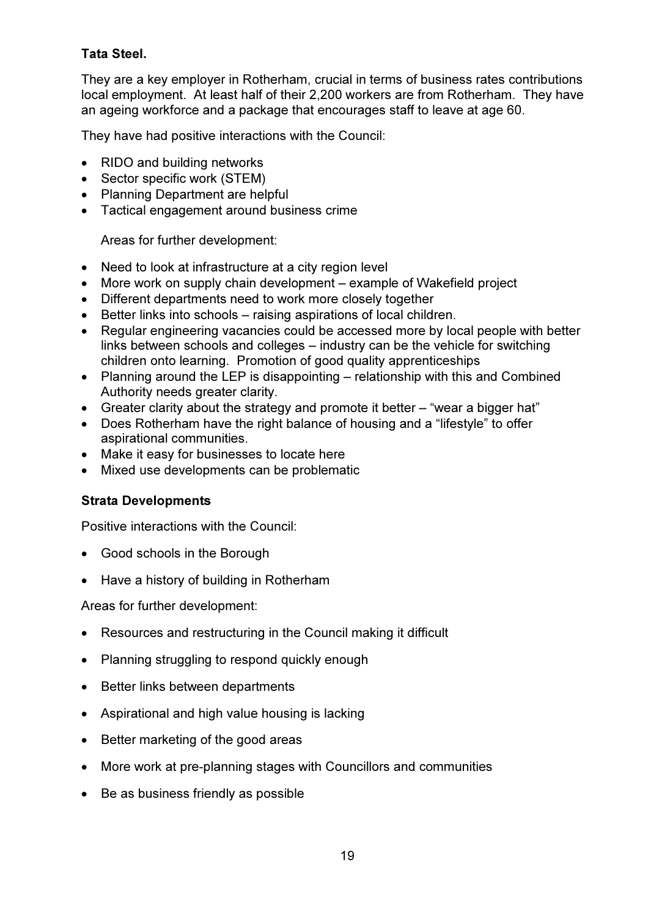**Tata Steel.**

They are a key employer in Rotherham, crucial in terms of business rates contributions local employment. At least half of their 2,200 workers are from Rotherham. They have an ageing workforce and a package that encourages staff to leave at age 60.

They have had positive interactions with the Council:

- RIDO and building networks
- Sector specific work (STEM)
- Planning Department are helpful
- Tactical engagement around business crime

Areas for further development:

- Need to look at infrastructure at a city region level
- More work on supply chain development – example of Wakefield project
- Different departments need to work more closely together
- Better links into schools – raising aspirations of local children.
- Regular engineering vacancies could be accessed more by local people with better links between schools and colleges – industry can be the vehicle for switching children onto learning. Promotion of good quality apprenticeships
- Planning around the LEP is disappointing – relationship with this and Combined Authority needs greater clarity.
- Greater clarity about the strategy and promote it better – "wear a bigger hat"
- Does Rotherham have the right balance of housing and a "lifestyle" to offer aspirational communities.
- Make it easy for businesses to locate here
- Mixed use developments can be problematic

**Strata Developments**

Positive interactions with the Council:

- Good schools in the Borough
- Have a history of building in Rotherham

Areas for further development:

- Resources and restructuring in the Council making it difficult
- Planning struggling to respond quickly enough
- Better links between departments
- Aspirational and high value housing is lacking
- Better marketing of the good areas
- More work at pre-planning stages with Councillors and communities
- Be as business friendly as possible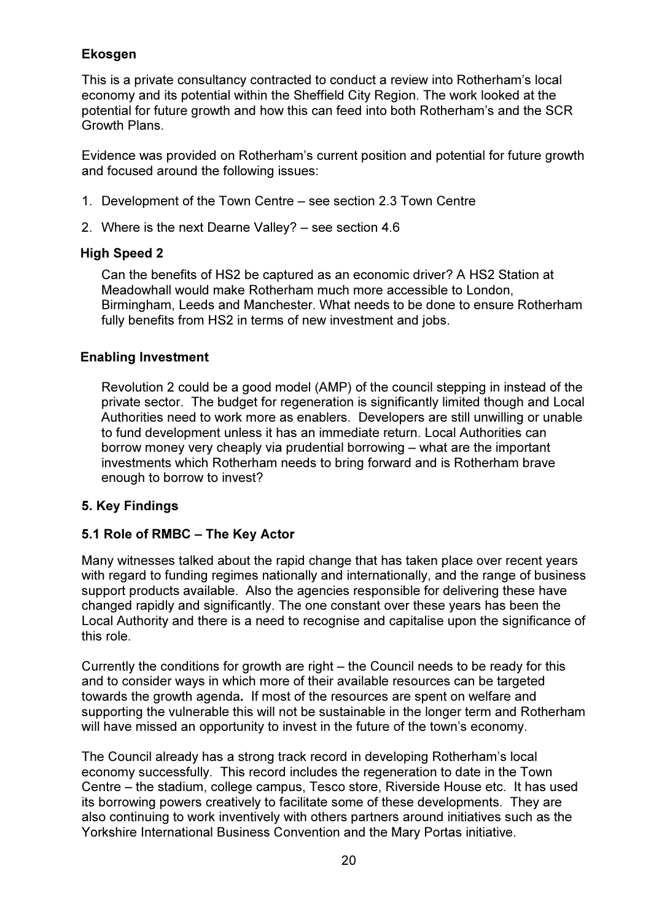**Ekosgen**

This is a private consultancy contracted to conduct a review into Rotherham's local economy and its potential within the Sheffield City Region. The work looked at the potential for future growth and how this can feed into both Rotherham's and the SCR Growth Plans.

Evidence was provided on Rotherham's current position and potential for future growth and focused around the following issues:

1. Development of the Town Centre – see section 2.3 Town Centre
2. Where is the next Dearne Valley? – see section 4.6

**High Speed 2**

Can the benefits of HS2 be captured as an economic driver? A HS2 Station at Meadowhall would make Rotherham much more accessible to London, Birmingham, Leeds and Manchester. What needs to be done to ensure Rotherham fully benefits from HS2 in terms of new investment and jobs.

**Enabling Investment**

Revolution 2 could be a good model (AMP) of the council stepping in instead of the private sector. The budget for regeneration is significantly limited though and Local Authorities need to work more as enablers. Developers are still unwilling or unable to fund development unless it has an immediate return. Local Authorities can borrow money very cheaply via prudential borrowing – what are the important investments which Rotherham needs to bring forward and is Rotherham brave enough to borrow to invest?

## 5. Key Findings

### 5.1 Role of RMBC – The Key Actor

Many witnesses talked about the rapid change that has taken place over recent years with regard to funding regimes nationally and internationally, and the range of business support products available. Also the agencies responsible for delivering these have changed rapidly and significantly. The one constant over these years has been the Local Authority and there is a need to recognise and capitalise upon the significance of this role.

Currently the conditions for growth are right – the Council needs to be ready for this and to consider ways in which more of their available resources can be targeted towards the growth agenda**.** If most of the resources are spent on welfare and supporting the vulnerable this will not be sustainable in the longer term and Rotherham will have missed an opportunity to invest in the future of the town's economy.

The Council already has a strong track record in developing Rotherham's local economy successfully. This record includes the regeneration to date in the Town Centre – the stadium, college campus, Tesco store, Riverside House etc. It has used its borrowing powers creatively to facilitate some of these developments. They are also continuing to work inventively with others partners around initiatives such as the Yorkshire International Business Convention and the Mary Portas initiative.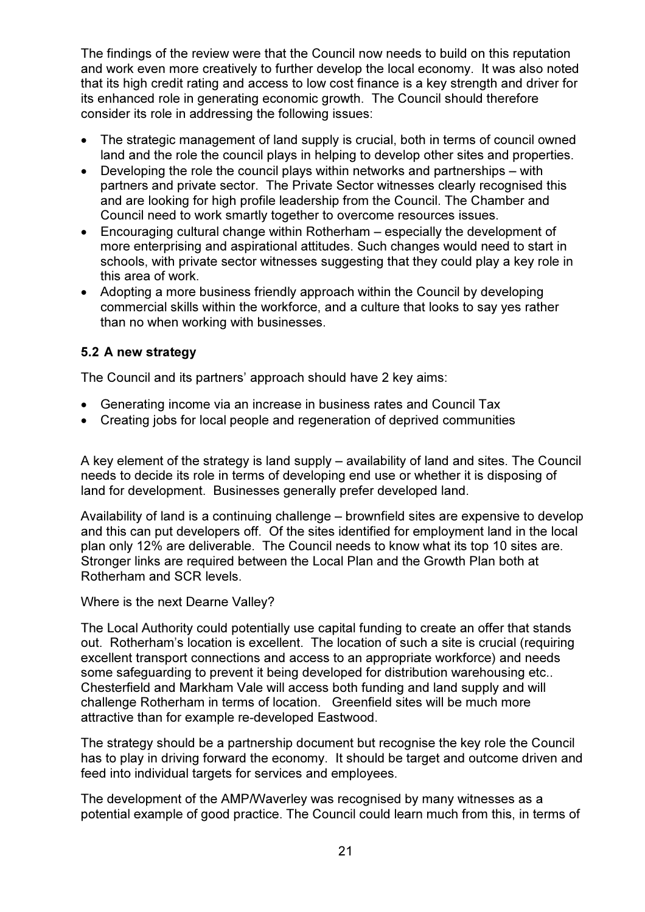The findings of the review were that the Council now needs to build on this reputation and work even more creatively to further develop the local economy. It was also noted that its high credit rating and access to low cost finance is a key strength and driver for its enhanced role in generating economic growth. The Council should therefore consider its role in addressing the following issues:

- The strategic management of land supply is crucial, both in terms of council owned land and the role the council plays in helping to develop other sites and properties.
- Developing the role the council plays within networks and partnerships – with partners and private sector. The Private Sector witnesses clearly recognised this and are looking for high profile leadership from the Council. The Chamber and Council need to work smartly together to overcome resources issues.
- Encouraging cultural change within Rotherham – especially the development of more enterprising and aspirational attitudes. Such changes would need to start in schools, with private sector witnesses suggesting that they could play a key role in this area of work.
- Adopting a more business friendly approach within the Council by developing commercial skills within the workforce, and a culture that looks to say yes rather than no when working with businesses.

### 5.2 A new strategy

The Council and its partners' approach should have 2 key aims:

- Generating income via an increase in business rates and Council Tax
- Creating jobs for local people and regeneration of deprived communities

A key element of the strategy is land supply – availability of land and sites. The Council needs to decide its role in terms of developing end use or whether it is disposing of land for development. Businesses generally prefer developed land.

Availability of land is a continuing challenge – brownfield sites are expensive to develop and this can put developers off. Of the sites identified for employment land in the local plan only 12% are deliverable. The Council needs to know what its top 10 sites are. Stronger links are required between the Local Plan and the Growth Plan both at Rotherham and SCR levels.

Where is the next Dearne Valley?

The Local Authority could potentially use capital funding to create an offer that stands out. Rotherham's location is excellent. The location of such a site is crucial (requiring excellent transport connections and access to an appropriate workforce) and needs some safeguarding to prevent it being developed for distribution warehousing etc.. Chesterfield and Markham Vale will access both funding and land supply and will challenge Rotherham in terms of location. Greenfield sites will be much more attractive than for example re-developed Eastwood.

The strategy should be a partnership document but recognise the key role the Council has to play in driving forward the economy. It should be target and outcome driven and feed into individual targets for services and employees.

The development of the AMP/Waverley was recognised by many witnesses as a potential example of good practice. The Council could learn much from this, in terms of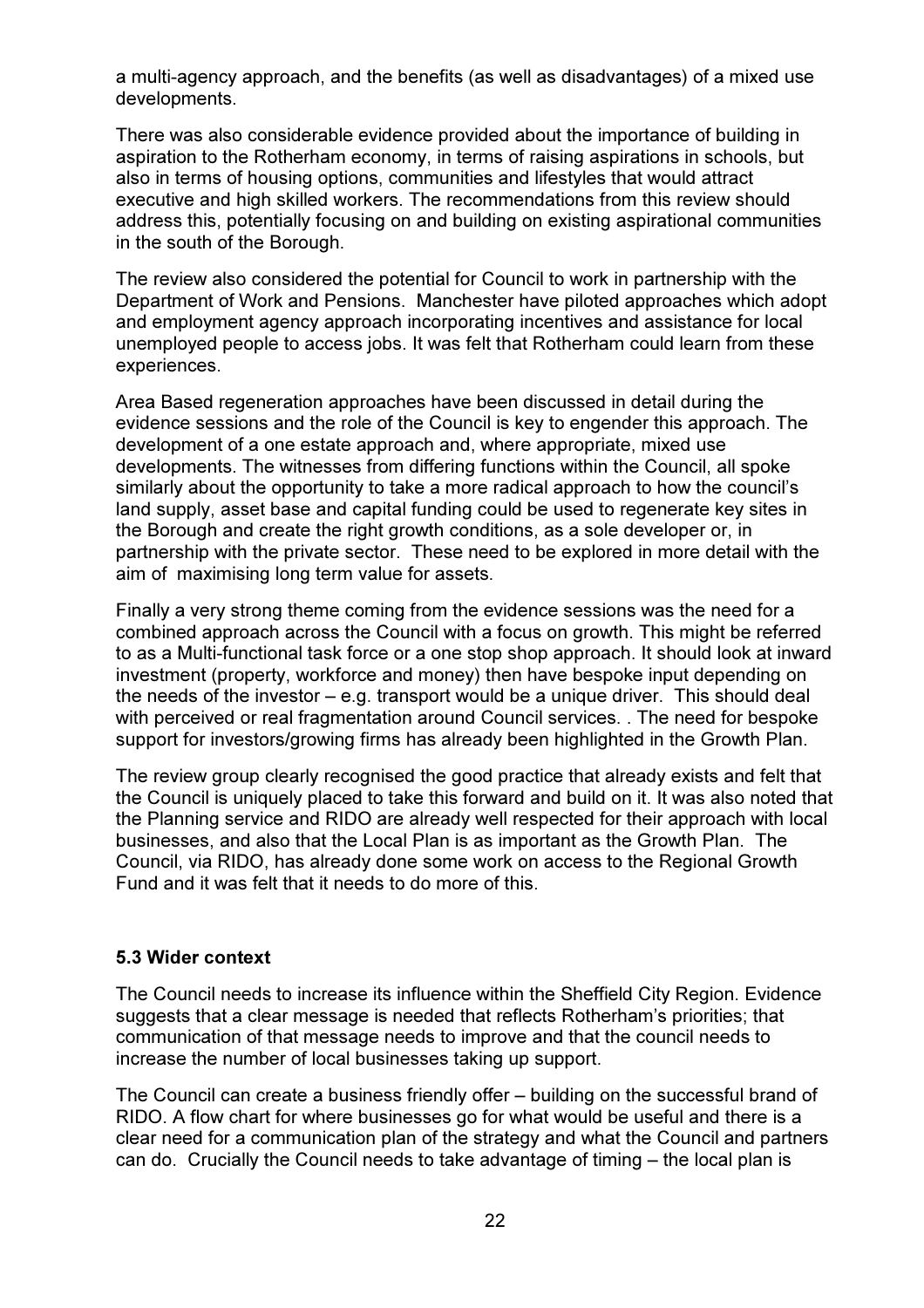a multi-agency approach, and the benefits (as well as disadvantages) of a mixed use developments.

There was also considerable evidence provided about the importance of building in aspiration to the Rotherham economy, in terms of raising aspirations in schools, but also in terms of housing options, communities and lifestyles that would attract executive and high skilled workers. The recommendations from this review should address this, potentially focusing on and building on existing aspirational communities in the south of the Borough.

The review also considered the potential for Council to work in partnership with the Department of Work and Pensions. Manchester have piloted approaches which adopt and employment agency approach incorporating incentives and assistance for local unemployed people to access jobs. It was felt that Rotherham could learn from these experiences.

Area Based regeneration approaches have been discussed in detail during the evidence sessions and the role of the Council is key to engender this approach. The development of a one estate approach and, where appropriate, mixed use developments. The witnesses from differing functions within the Council, all spoke similarly about the opportunity to take a more radical approach to how the council's land supply, asset base and capital funding could be used to regenerate key sites in the Borough and create the right growth conditions, as a sole developer or, in partnership with the private sector. These need to be explored in more detail with the aim of maximising long term value for assets.

Finally a very strong theme coming from the evidence sessions was the need for a combined approach across the Council with a focus on growth. This might be referred to as a Multi-functional task force or a one stop shop approach. It should look at inward investment (property, workforce and money) then have bespoke input depending on the needs of the investor – e.g. transport would be a unique driver. This should deal with perceived or real fragmentation around Council services. . The need for bespoke support for investors/growing firms has already been highlighted in the Growth Plan.

The review group clearly recognised the good practice that already exists and felt that the Council is uniquely placed to take this forward and build on it. It was also noted that the Planning service and RIDO are already well respected for their approach with local businesses, and also that the Local Plan is as important as the Growth Plan. The Council, via RIDO, has already done some work on access to the Regional Growth Fund and it was felt that it needs to do more of this.

### 5.3 Wider context

The Council needs to increase its influence within the Sheffield City Region. Evidence suggests that a clear message is needed that reflects Rotherham's priorities; that communication of that message needs to improve and that the council needs to increase the number of local businesses taking up support.

The Council can create a business friendly offer – building on the successful brand of RIDO. A flow chart for where businesses go for what would be useful and there is a clear need for a communication plan of the strategy and what the Council and partners can do. Crucially the Council needs to take advantage of timing – the local plan is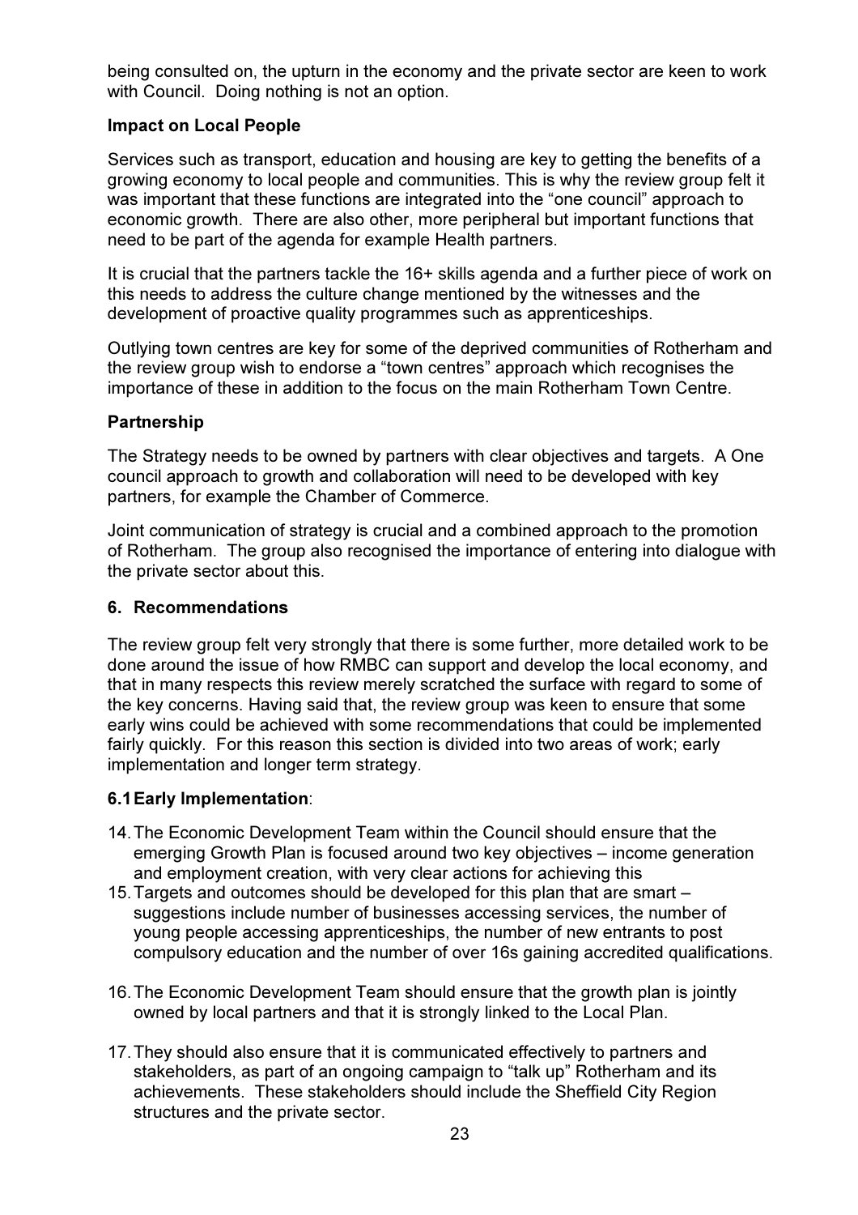being consulted on, the upturn in the economy and the private sector are keen to work with Council. Doing nothing is not an option.

**Impact on Local People**

Services such as transport, education and housing are key to getting the benefits of a growing economy to local people and communities. This is why the review group felt it was important that these functions are integrated into the "one council" approach to economic growth. There are also other, more peripheral but important functions that need to be part of the agenda for example Health partners.

It is crucial that the partners tackle the 16+ skills agenda and a further piece of work on this needs to address the culture change mentioned by the witnesses and the development of proactive quality programmes such as apprenticeships.

Outlying town centres are key for some of the deprived communities of Rotherham and the review group wish to endorse a "town centres" approach which recognises the importance of these in addition to the focus on the main Rotherham Town Centre.

**Partnership**

The Strategy needs to be owned by partners with clear objectives and targets. A One council approach to growth and collaboration will need to be developed with key partners, for example the Chamber of Commerce.

Joint communication of strategy is crucial and a combined approach to the promotion of Rotherham. The group also recognised the importance of entering into dialogue with the private sector about this.

## 6. Recommendations

The review group felt very strongly that there is some further, more detailed work to be done around the issue of how RMBC can support and develop the local economy, and that in many respects this review merely scratched the surface with regard to some of the key concerns. Having said that, the review group was keen to ensure that some early wins could be achieved with some recommendations that could be implemented fairly quickly. For this reason this section is divided into two areas of work; early implementation and longer term strategy.

### 6.1 Early Implementation:

14. The Economic Development Team within the Council should ensure that the emerging Growth Plan is focused around two key objectives – income generation and employment creation, with very clear actions for achieving this
15. Targets and outcomes should be developed for this plan that are smart – suggestions include number of businesses accessing services, the number of young people accessing apprenticeships, the number of new entrants to post compulsory education and the number of over 16s gaining accredited qualifications.

16. The Economic Development Team should ensure that the growth plan is jointly owned by local partners and that it is strongly linked to the Local Plan.

17. They should also ensure that it is communicated effectively to partners and stakeholders, as part of an ongoing campaign to "talk up" Rotherham and its achievements. These stakeholders should include the Sheffield City Region structures and the private sector.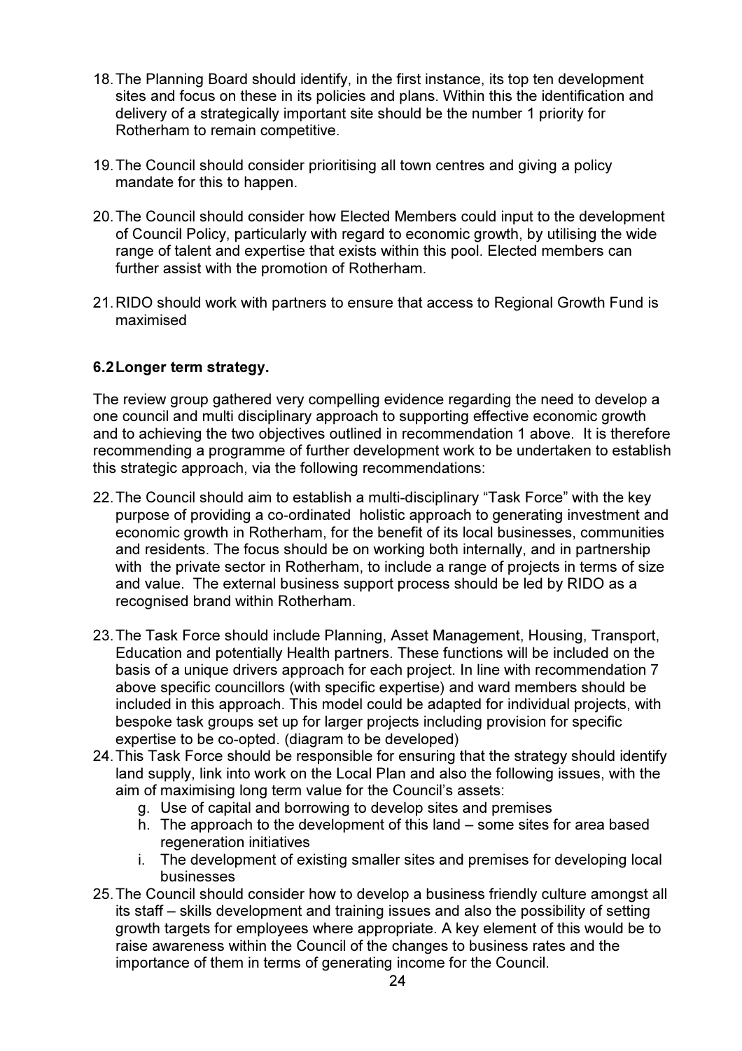18. The Planning Board should identify, in the first instance, its top ten development sites and focus on these in its policies and plans. Within this the identification and delivery of a strategically important site should be the number 1 priority for Rotherham to remain competitive.

19. The Council should consider prioritising all town centres and giving a policy mandate for this to happen.

20. The Council should consider how Elected Members could input to the development of Council Policy, particularly with regard to economic growth, by utilising the wide range of talent and expertise that exists within this pool. Elected members can further assist with the promotion of Rotherham.

21. RIDO should work with partners to ensure that access to Regional Growth Fund is maximised

### 6.2 Longer term strategy.

The review group gathered very compelling evidence regarding the need to develop a one council and multi disciplinary approach to supporting effective economic growth and to achieving the two objectives outlined in recommendation 1 above. It is therefore recommending a programme of further development work to be undertaken to establish this strategic approach, via the following recommendations:

22. The Council should aim to establish a multi-disciplinary "Task Force" with the key purpose of providing a co-ordinated holistic approach to generating investment and economic growth in Rotherham, for the benefit of its local businesses, communities and residents. The focus should be on working both internally, and in partnership with the private sector in Rotherham, to include a range of projects in terms of size and value. The external business support process should be led by RIDO as a recognised brand within Rotherham.

23. The Task Force should include Planning, Asset Management, Housing, Transport, Education and potentially Health partners. These functions will be included on the basis of a unique drivers approach for each project. In line with recommendation 7 above specific councillors (with specific expertise) and ward members should be included in this approach. This model could be adapted for individual projects, with bespoke task groups set up for larger projects including provision for specific expertise to be co-opted. (diagram to be developed)

24. This Task Force should be responsible for ensuring that the strategy should identify land supply, link into work on the Local Plan and also the following issues, with the aim of maximising long term value for the Council's assets:
    g. Use of capital and borrowing to develop sites and premises
    h. The approach to the development of this land – some sites for area based regeneration initiatives
    i. The development of existing smaller sites and premises for developing local businesses

25. The Council should consider how to develop a business friendly culture amongst all its staff – skills development and training issues and also the possibility of setting growth targets for employees where appropriate. A key element of this would be to raise awareness within the Council of the changes to business rates and the importance of them in terms of generating income for the Council.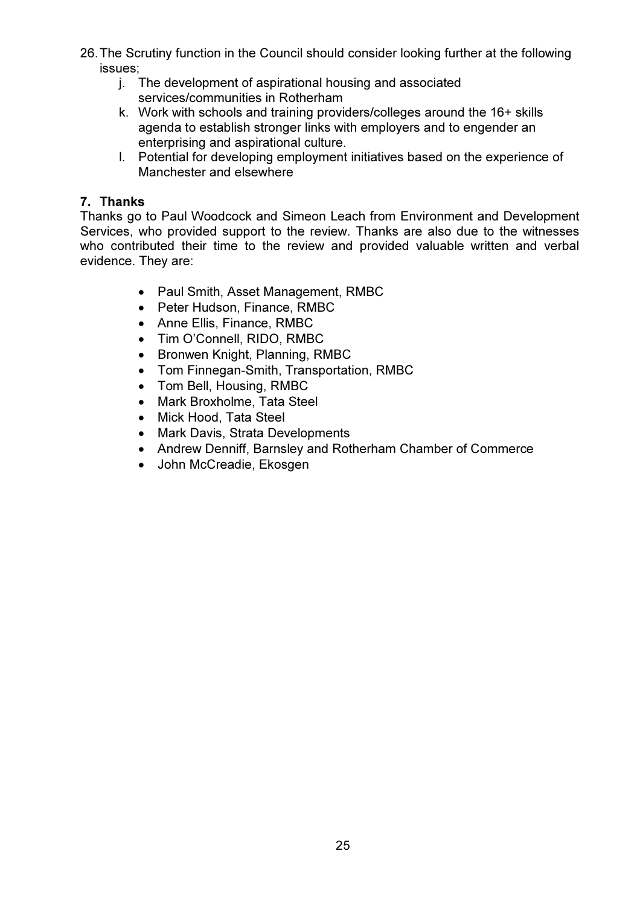26. The Scrutiny function in the Council should consider looking further at the following issues;
    j. The development of aspirational housing and associated services/communities in Rotherham
    k. Work with schools and training providers/colleges around the 16+ skills agenda to establish stronger links with employers and to engender an enterprising and aspirational culture.
    l. Potential for developing employment initiatives based on the experience of Manchester and elsewhere

## 7. Thanks

Thanks go to Paul Woodcock and Simeon Leach from Environment and Development Services, who provided support to the review. Thanks are also due to the witnesses who contributed their time to the review and provided valuable written and verbal evidence. They are:

- Paul Smith, Asset Management, RMBC
- Peter Hudson, Finance, RMBC
- Anne Ellis, Finance, RMBC
- Tim O'Connell, RIDO, RMBC
- Bronwen Knight, Planning, RMBC
- Tom Finnegan-Smith, Transportation, RMBC
- Tom Bell, Housing, RMBC
- Mark Broxholme, Tata Steel
- Mick Hood, Tata Steel
- Mark Davis, Strata Developments
- Andrew Denniff, Barnsley and Rotherham Chamber of Commerce
- John McCreadie, Ekosgen